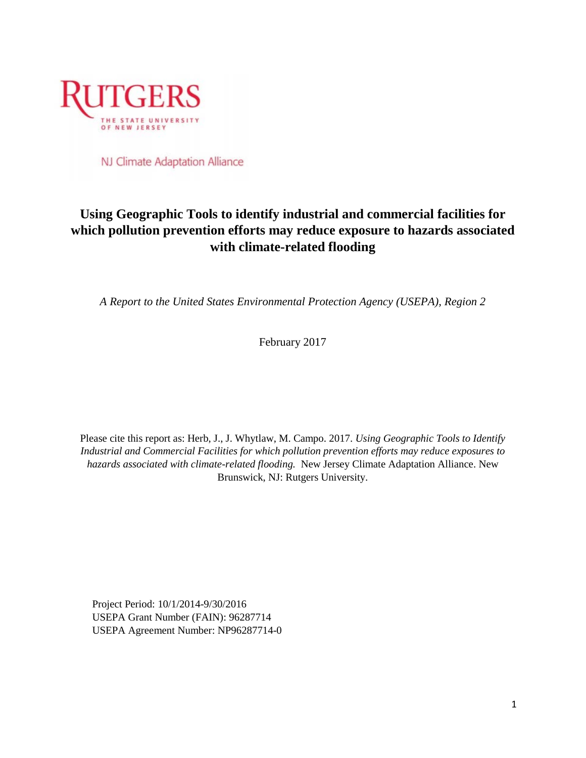RUTGERS

THE STATE UNIVERSITY OF NEW JERSEY

NJ Climate Adaptation Alliance

# Using Geographic Tools to identify industrial and commercial facilities for which pollution prevention efforts may reduce exposure to hazards associated with climate-related flooding

*A Report to the United States Environmental Protection Agency (USEPA), Region 2*

February 2017

Please cite this report as: Herb, J., J. Whytlaw, M. Campo. 2017. *Using Geographic Tools to Identify Industrial and Commercial Facilities for which pollution prevention efforts may reduce exposures to hazards associated with climate-related flooding.* New Jersey Climate Adaptation Alliance. New Brunswick, NJ: Rutgers University.

Project Period: 10/1/2014-9/30/2016
USEPA Grant Number (FAIN): 96287714
USEPA Agreement Number: NP96287714-0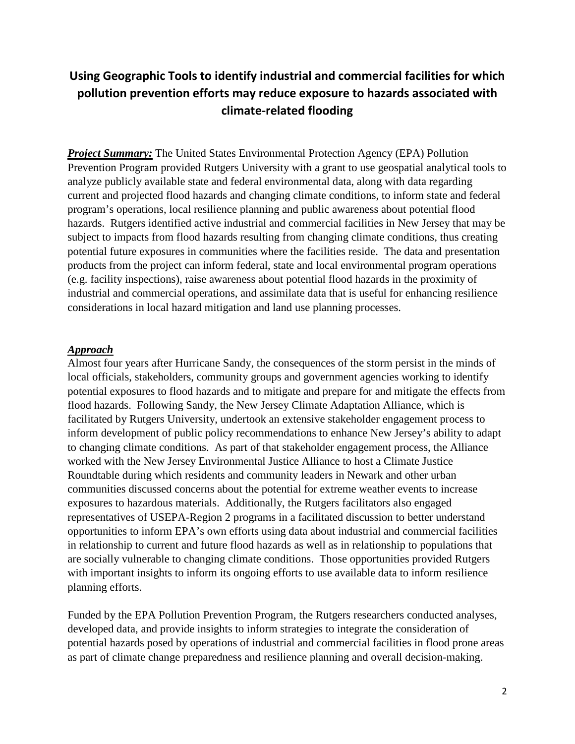# Using Geographic Tools to identify industrial and commercial facilities for which pollution prevention efforts may reduce exposure to hazards associated with climate-related flooding

***Project Summary:*** The United States Environmental Protection Agency (EPA) Pollution Prevention Program provided Rutgers University with a grant to use geospatial analytical tools to analyze publicly available state and federal environmental data, along with data regarding current and projected flood hazards and changing climate conditions, to inform state and federal program's operations, local resilience planning and public awareness about potential flood hazards. Rutgers identified active industrial and commercial facilities in New Jersey that may be subject to impacts from flood hazards resulting from changing climate conditions, thus creating potential future exposures in communities where the facilities reside. The data and presentation products from the project can inform federal, state and local environmental program operations (e.g. facility inspections), raise awareness about potential flood hazards in the proximity of industrial and commercial operations, and assimilate data that is useful for enhancing resilience considerations in local hazard mitigation and land use planning processes.

***Approach***

Almost four years after Hurricane Sandy, the consequences of the storm persist in the minds of local officials, stakeholders, community groups and government agencies working to identify potential exposures to flood hazards and to mitigate and prepare for and mitigate the effects from flood hazards. Following Sandy, the New Jersey Climate Adaptation Alliance, which is facilitated by Rutgers University, undertook an extensive stakeholder engagement process to inform development of public policy recommendations to enhance New Jersey's ability to adapt to changing climate conditions. As part of that stakeholder engagement process, the Alliance worked with the New Jersey Environmental Justice Alliance to host a Climate Justice Roundtable during which residents and community leaders in Newark and other urban communities discussed concerns about the potential for extreme weather events to increase exposures to hazardous materials. Additionally, the Rutgers facilitators also engaged representatives of USEPA-Region 2 programs in a facilitated discussion to better understand opportunities to inform EPA's own efforts using data about industrial and commercial facilities in relationship to current and future flood hazards as well as in relationship to populations that are socially vulnerable to changing climate conditions. Those opportunities provided Rutgers with important insights to inform its ongoing efforts to use available data to inform resilience planning efforts.

Funded by the EPA Pollution Prevention Program, the Rutgers researchers conducted analyses, developed data, and provide insights to inform strategies to integrate the consideration of potential hazards posed by operations of industrial and commercial facilities in flood prone areas as part of climate change preparedness and resilience planning and overall decision-making.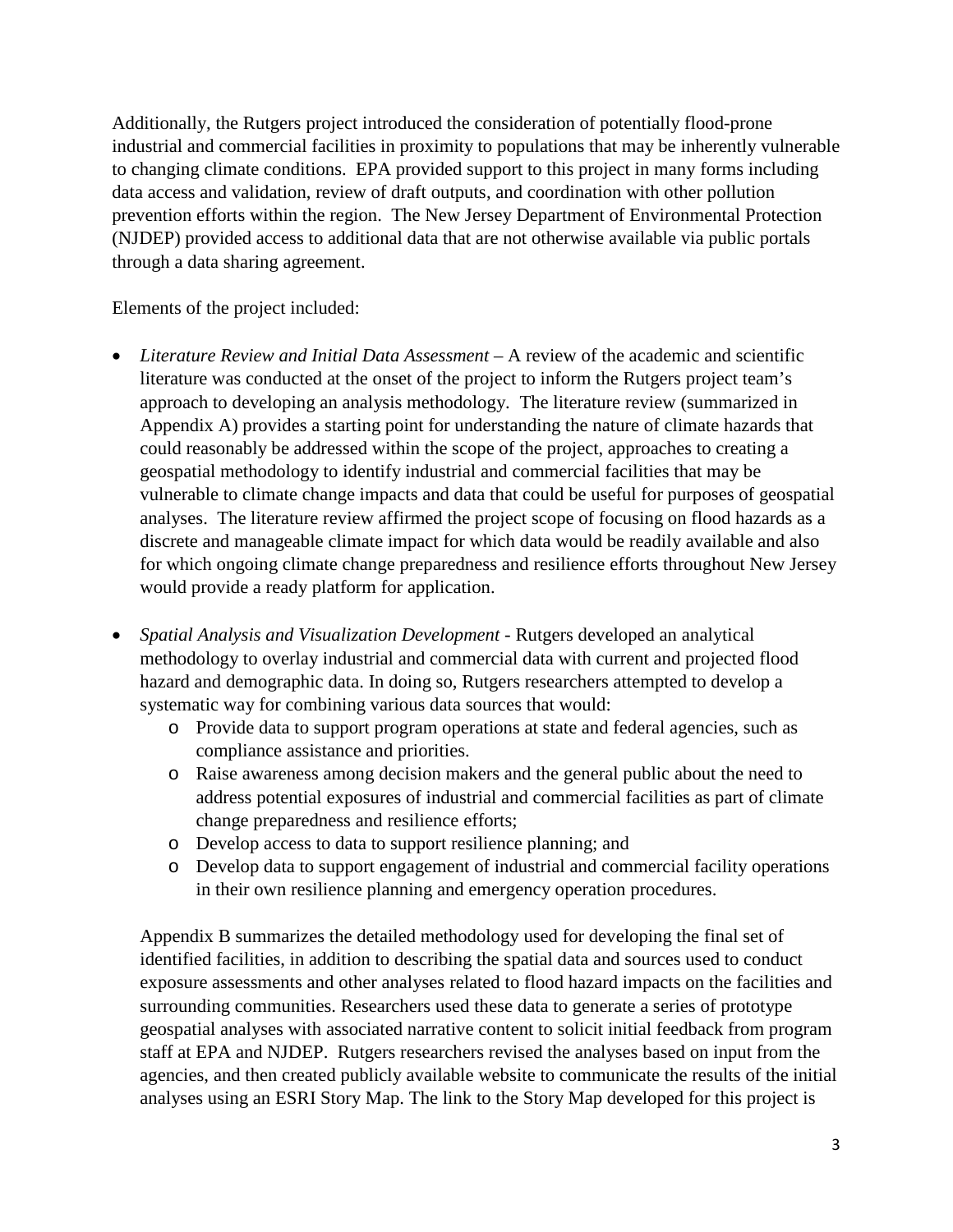Additionally, the Rutgers project introduced the consideration of potentially flood-prone industrial and commercial facilities in proximity to populations that may be inherently vulnerable to changing climate conditions. EPA provided support to this project in many forms including data access and validation, review of draft outputs, and coordination with other pollution prevention efforts within the region. The New Jersey Department of Environmental Protection (NJDEP) provided access to additional data that are not otherwise available via public portals through a data sharing agreement.

Elements of the project included:

- *Literature Review and Initial Data Assessment* – A review of the academic and scientific literature was conducted at the onset of the project to inform the Rutgers project team's approach to developing an analysis methodology. The literature review (summarized in Appendix A) provides a starting point for understanding the nature of climate hazards that could reasonably be addressed within the scope of the project, approaches to creating a geospatial methodology to identify industrial and commercial facilities that may be vulnerable to climate change impacts and data that could be useful for purposes of geospatial analyses. The literature review affirmed the project scope of focusing on flood hazards as a discrete and manageable climate impact for which data would be readily available and also for which ongoing climate change preparedness and resilience efforts throughout New Jersey would provide a ready platform for application.

- *Spatial Analysis and Visualization Development* - Rutgers developed an analytical methodology to overlay industrial and commercial data with current and projected flood hazard and demographic data. In doing so, Rutgers researchers attempted to develop a systematic way for combining various data sources that would:
  - Provide data to support program operations at state and federal agencies, such as compliance assistance and priorities.
  - Raise awareness among decision makers and the general public about the need to address potential exposures of industrial and commercial facilities as part of climate change preparedness and resilience efforts;
  - Develop access to data to support resilience planning; and
  - Develop data to support engagement of industrial and commercial facility operations in their own resilience planning and emergency operation procedures.

  Appendix B summarizes the detailed methodology used for developing the final set of identified facilities, in addition to describing the spatial data and sources used to conduct exposure assessments and other analyses related to flood hazard impacts on the facilities and surrounding communities. Researchers used these data to generate a series of prototype geospatial analyses with associated narrative content to solicit initial feedback from program staff at EPA and NJDEP. Rutgers researchers revised the analyses based on input from the agencies, and then created publicly available website to communicate the results of the initial analyses using an ESRI Story Map. The link to the Story Map developed for this project is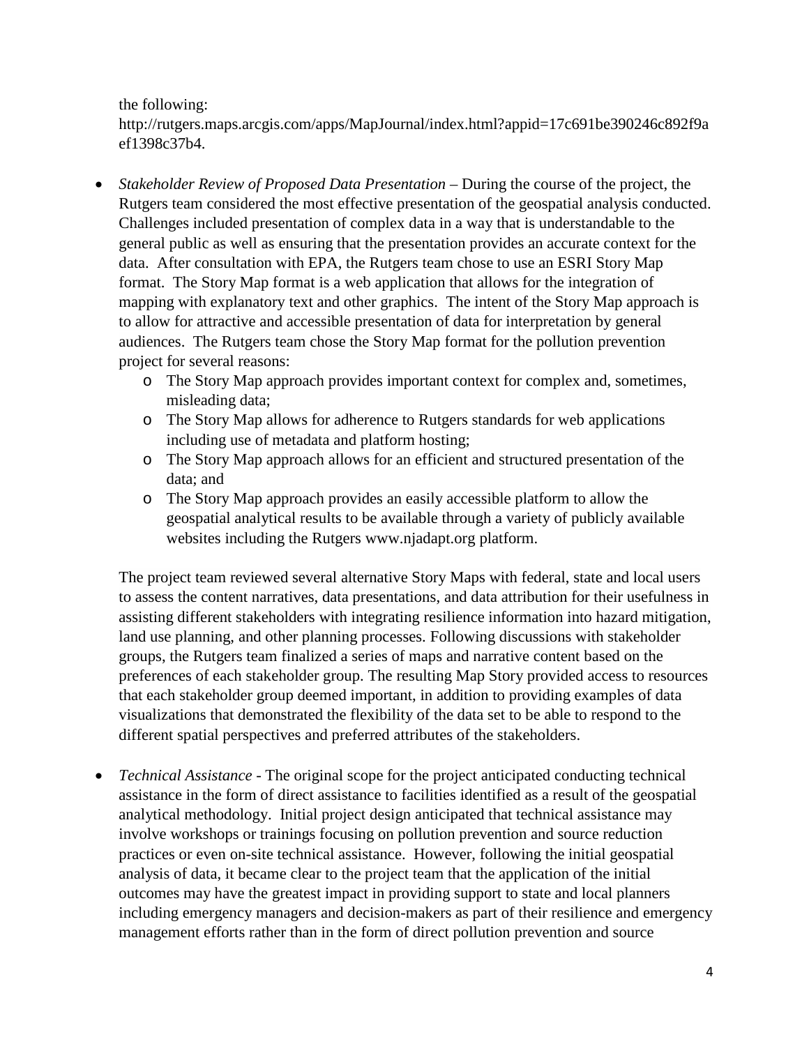the following: http://rutgers.maps.arcgis.com/apps/MapJournal/index.html?appid=17c691be390246c892f9aef1398c37b4.

- *Stakeholder Review of Proposed Data Presentation* – During the course of the project, the Rutgers team considered the most effective presentation of the geospatial analysis conducted. Challenges included presentation of complex data in a way that is understandable to the general public as well as ensuring that the presentation provides an accurate context for the data. After consultation with EPA, the Rutgers team chose to use an ESRI Story Map format. The Story Map format is a web application that allows for the integration of mapping with explanatory text and other graphics. The intent of the Story Map approach is to allow for attractive and accessible presentation of data for interpretation by general audiences. The Rutgers team chose the Story Map format for the pollution prevention project for several reasons:
    - The Story Map approach provides important context for complex and, sometimes, misleading data;
    - The Story Map allows for adherence to Rutgers standards for web applications including use of metadata and platform hosting;
    - The Story Map approach allows for an efficient and structured presentation of the data; and
    - The Story Map approach provides an easily accessible platform to allow the geospatial analytical results to be available through a variety of publicly available websites including the Rutgers www.njadapt.org platform.

  The project team reviewed several alternative Story Maps with federal, state and local users to assess the content narratives, data presentations, and data attribution for their usefulness in assisting different stakeholders with integrating resilience information into hazard mitigation, land use planning, and other planning processes. Following discussions with stakeholder groups, the Rutgers team finalized a series of maps and narrative content based on the preferences of each stakeholder group. The resulting Map Story provided access to resources that each stakeholder group deemed important, in addition to providing examples of data visualizations that demonstrated the flexibility of the data set to be able to respond to the different spatial perspectives and preferred attributes of the stakeholders.

- *Technical Assistance* - The original scope for the project anticipated conducting technical assistance in the form of direct assistance to facilities identified as a result of the geospatial analytical methodology. Initial project design anticipated that technical assistance may involve workshops or trainings focusing on pollution prevention and source reduction practices or even on-site technical assistance. However, following the initial geospatial analysis of data, it became clear to the project team that the application of the initial outcomes may have the greatest impact in providing support to state and local planners including emergency managers and decision-makers as part of their resilience and emergency management efforts rather than in the form of direct pollution prevention and source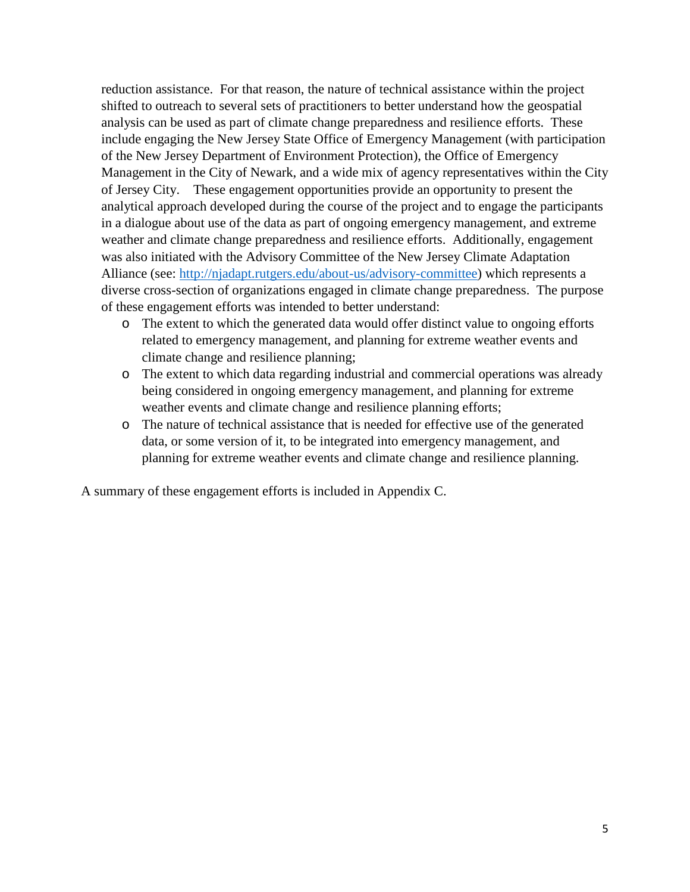reduction assistance. For that reason, the nature of technical assistance within the project shifted to outreach to several sets of practitioners to better understand how the geospatial analysis can be used as part of climate change preparedness and resilience efforts. These include engaging the New Jersey State Office of Emergency Management (with participation of the New Jersey Department of Environment Protection), the Office of Emergency Management in the City of Newark, and a wide mix of agency representatives within the City of Jersey City. These engagement opportunities provide an opportunity to present the analytical approach developed during the course of the project and to engage the participants in a dialogue about use of the data as part of ongoing emergency management, and extreme weather and climate change preparedness and resilience efforts. Additionally, engagement was also initiated with the Advisory Committee of the New Jersey Climate Adaptation Alliance (see: [http://njadapt.rutgers.edu/about-us/advisory-committee](http://njadapt.rutgers.edu/about-us/advisory-committee)) which represents a diverse cross-section of organizations engaged in climate change preparedness. The purpose of these engagement efforts was intended to better understand:

- The extent to which the generated data would offer distinct value to ongoing efforts related to emergency management, and planning for extreme weather events and climate change and resilience planning;
- The extent to which data regarding industrial and commercial operations was already being considered in ongoing emergency management, and planning for extreme weather events and climate change and resilience planning efforts;
- The nature of technical assistance that is needed for effective use of the generated data, or some version of it, to be integrated into emergency management, and planning for extreme weather events and climate change and resilience planning.

A summary of these engagement efforts is included in Appendix C.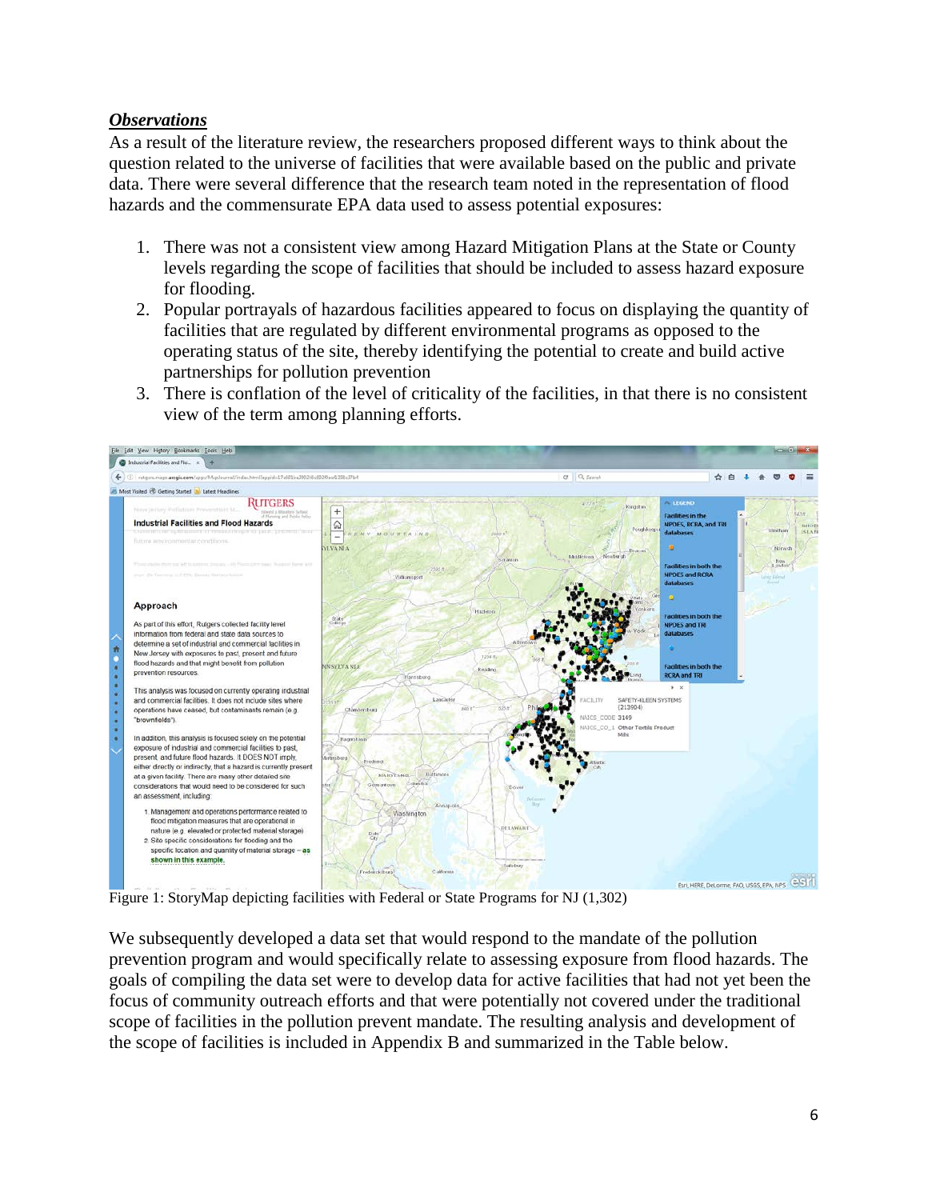***Observations***

As a result of the literature review, the researchers proposed different ways to think about the question related to the universe of facilities that were available based on the public and private data. There were several difference that the research team noted in the representation of flood hazards and the commensurate EPA data used to assess potential exposures:

1. There was not a consistent view among Hazard Mitigation Plans at the State or County levels regarding the scope of facilities that should be included to assess hazard exposure for flooding.
2. Popular portrayals of hazardous facilities appeared to focus on displaying the quantity of facilities that are regulated by different environmental programs as opposed to the operating status of the site, thereby identifying the potential to create and build active partnerships for pollution prevention
3. There is conflation of the level of criticality of the facilities, in that there is no consistent view of the term among planning efforts.

Figure 1: StoryMap depicting facilities with Federal or State Programs for NJ (1,302)

We subsequently developed a data set that would respond to the mandate of the pollution prevention program and would specifically relate to assessing exposure from flood hazards. The goals of compiling the data set were to develop data for active facilities that had not yet been the focus of community outreach efforts and that were potentially not covered under the traditional scope of facilities in the pollution prevent mandate. The resulting analysis and development of the scope of facilities is included in Appendix B and summarized in the Table below.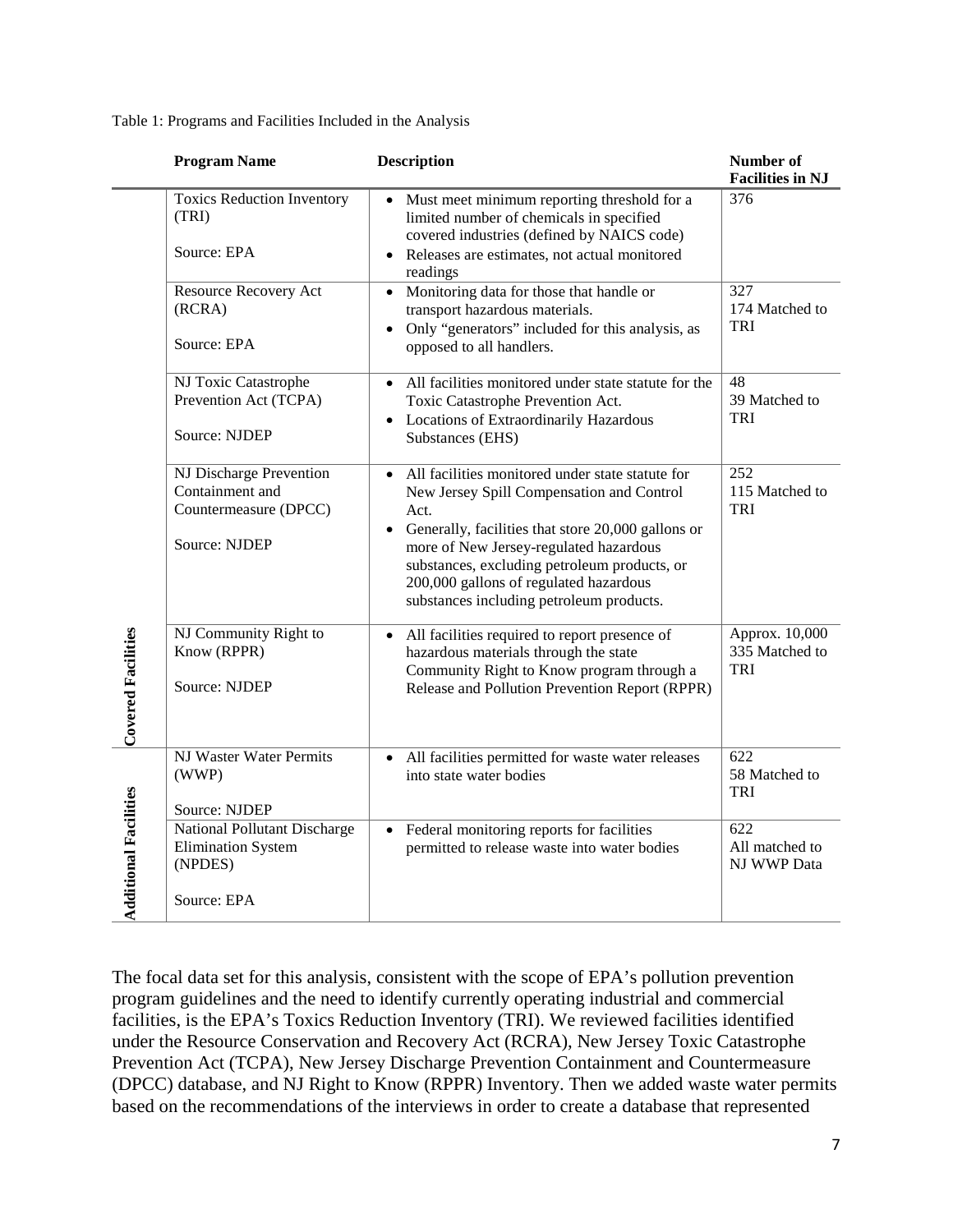Table 1: Programs and Facilities Included in the Analysis

| | Program Name | Description | Number of Facilities in NJ |
|---|---|---|---|
| Covered Facilities | Toxics Reduction Inventory (TRI)<br><br>Source: EPA | • Must meet minimum reporting threshold for a limited number of chemicals in specified covered industries (defined by NAICS code)<br>• Releases are estimates, not actual monitored readings | 376 |
| | Resource Recovery Act (RCRA)<br><br>Source: EPA | • Monitoring data for those that handle or transport hazardous materials.<br>• Only "generators" included for this analysis, as opposed to all handlers. | 327<br>174 Matched to TRI |
| | NJ Toxic Catastrophe Prevention Act (TCPA)<br><br>Source: NJDEP | • All facilities monitored under state statute for the Toxic Catastrophe Prevention Act.<br>• Locations of Extraordinarily Hazardous Substances (EHS) | 48<br>39 Matched to TRI |
| | NJ Discharge Prevention Containment and Countermeasure (DPCC)<br><br>Source: NJDEP | • All facilities monitored under state statute for New Jersey Spill Compensation and Control Act.<br>• Generally, facilities that store 20,000 gallons or more of New Jersey-regulated hazardous substances, excluding petroleum products, or 200,000 gallons of regulated hazardous substances including petroleum products. | 252<br>115 Matched to TRI |
| | NJ Community Right to Know (RPPR)<br><br>Source: NJDEP | • All facilities required to report presence of hazardous materials through the state Community Right to Know program through a Release and Pollution Prevention Report (RPPR) | Approx. 10,000<br>335 Matched to TRI |
| Additional Facilities | NJ Waster Water Permits (WWP)<br><br>Source: NJDEP | • All facilities permitted for waste water releases into state water bodies | 622<br>58 Matched to TRI |
| | National Pollutant Discharge Elimination System (NPDES)<br><br>Source: EPA | • Federal monitoring reports for facilities permitted to release waste into water bodies | 622<br>All matched to NJ WWP Data |

The focal data set for this analysis, consistent with the scope of EPA's pollution prevention program guidelines and the need to identify currently operating industrial and commercial facilities, is the EPA's Toxics Reduction Inventory (TRI). We reviewed facilities identified under the Resource Conservation and Recovery Act (RCRA), New Jersey Toxic Catastrophe Prevention Act (TCPA), New Jersey Discharge Prevention Containment and Countermeasure (DPCC) database, and NJ Right to Know (RPPR) Inventory. Then we added waste water permits based on the recommendations of the interviews in order to create a database that represented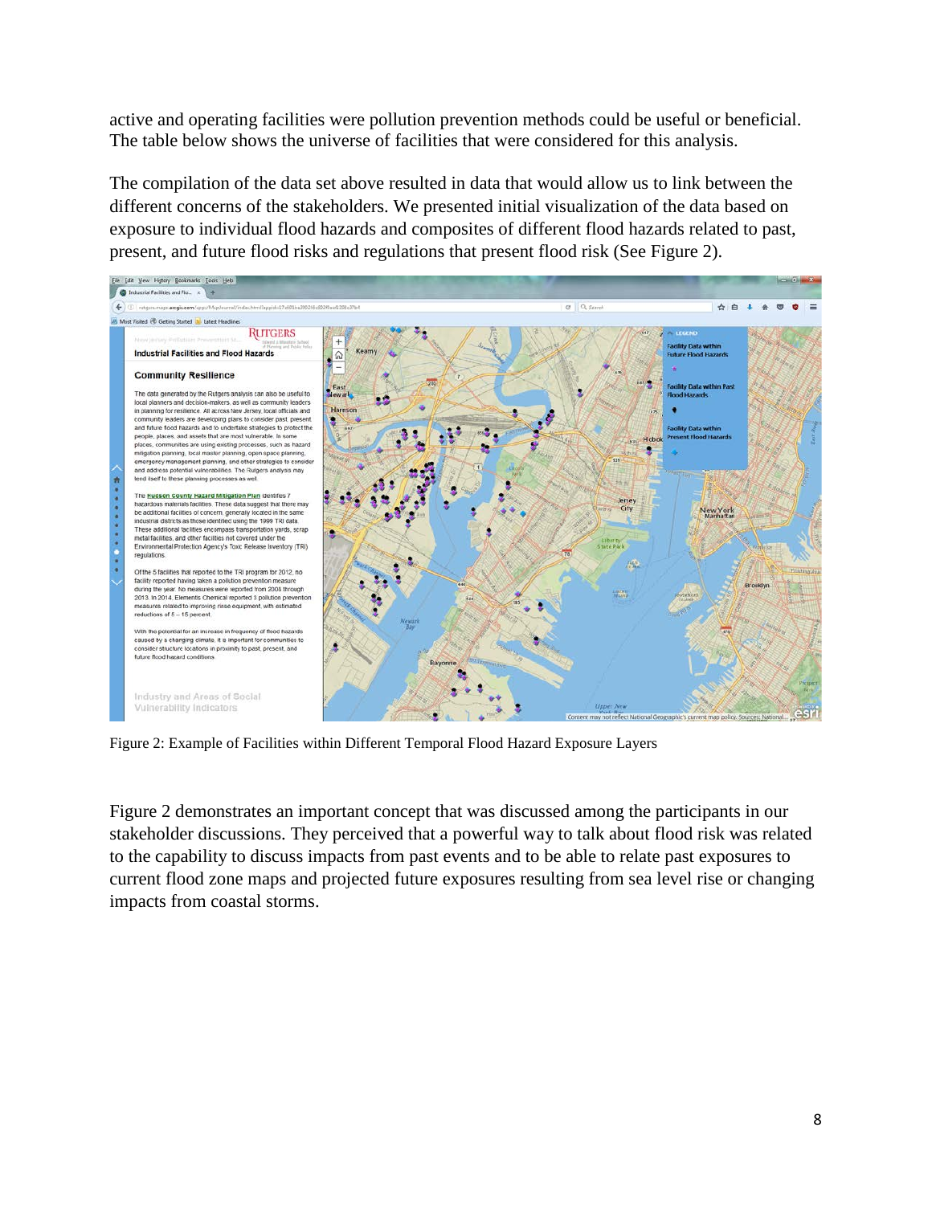active and operating facilities were pollution prevention methods could be useful or beneficial. The table below shows the universe of facilities that were considered for this analysis.

The compilation of the data set above resulted in data that would allow us to link between the different concerns of the stakeholders. We presented initial visualization of the data based on exposure to individual flood hazards and composites of different flood hazards related to past, present, and future flood risks and regulations that present flood risk (See Figure 2).

Figure 2: Example of Facilities within Different Temporal Flood Hazard Exposure Layers

Figure 2 demonstrates an important concept that was discussed among the participants in our stakeholder discussions. They perceived that a powerful way to talk about flood risk was related to the capability to discuss impacts from past events and to be able to relate past exposures to current flood zone maps and projected future exposures resulting from sea level rise or changing impacts from coastal storms.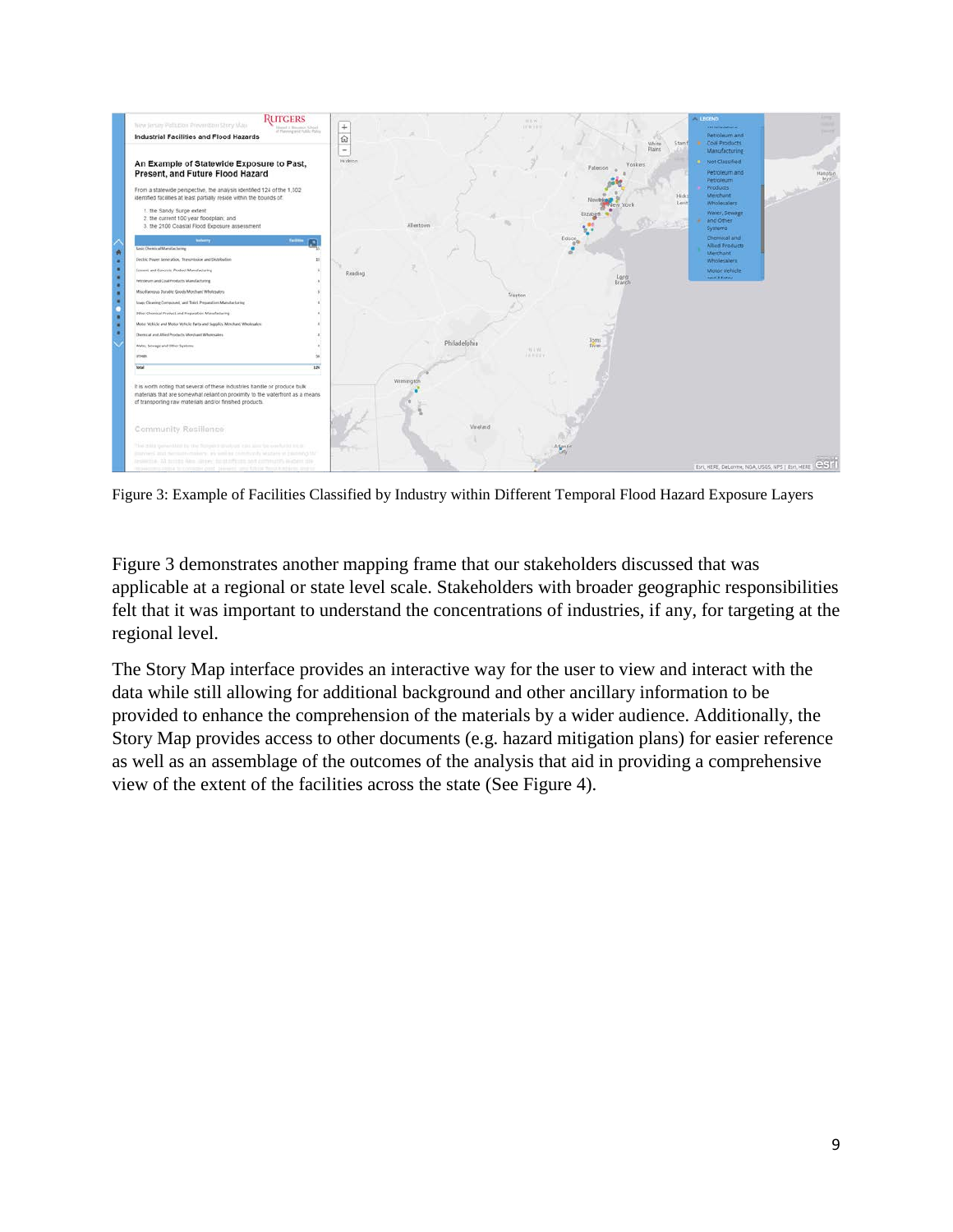Figure 3: Example of Facilities Classified by Industry within Different Temporal Flood Hazard Exposure Layers

Figure 3 demonstrates another mapping frame that our stakeholders discussed that was applicable at a regional or state level scale. Stakeholders with broader geographic responsibilities felt that it was important to understand the concentrations of industries, if any, for targeting at the regional level.

The Story Map interface provides an interactive way for the user to view and interact with the data while still allowing for additional background and other ancillary information to be provided to enhance the comprehension of the materials by a wider audience. Additionally, the Story Map provides access to other documents (e.g. hazard mitigation plans) for easier reference as well as an assemblage of the outcomes of the analysis that aid in providing a comprehensive view of the extent of the facilities across the state (See Figure 4).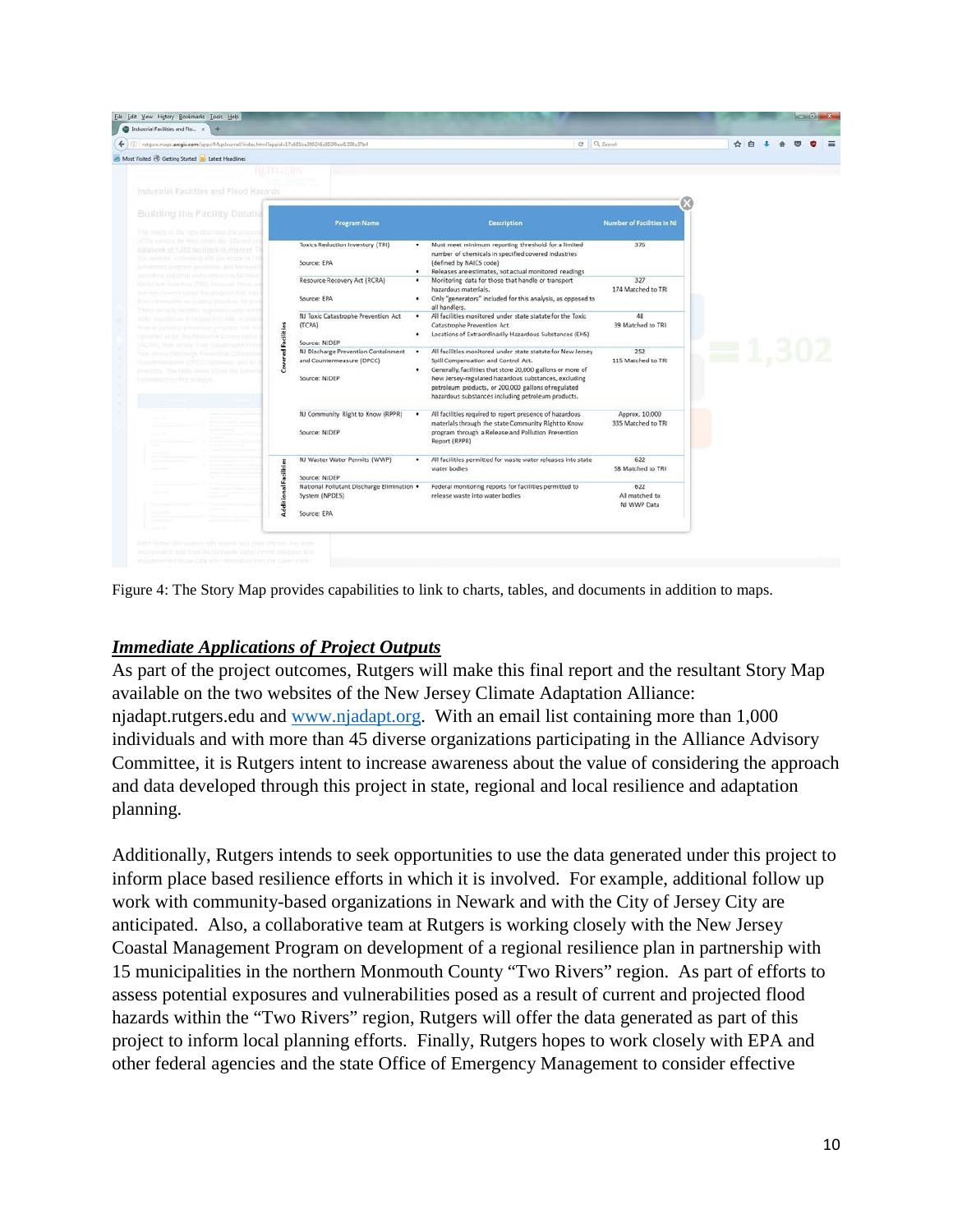| | Program Name | Description | Number of Facilities in NJ |
|---|---|---|---|
| Covered Facilities | Toxics Reduction Inventory (TRI)<br><br>Source: EPA | • Must meet minimum reporting threshold for a limited number of chemicals in specified covered industries (defined by NAICS code)<br>• Releases are estimates, not actual monitored readings | 375 |
| | Resource Recovery Act (RCRA)<br><br>Source: EPA | • Monitoring data for those that handle or transport hazardous materials.<br>• Only "generators" included for this analysis, as opposed to all handlers. | 327<br>174 Matched to TRI |
| | NJ Toxic Catastrophe Prevention Act (TCPA)<br><br>Source: NJDEP | • All facilities monitored under state statute for the Toxic Catastrophe Prevention Act.<br>• Locations of Extraordinarily Hazardous Substances (EHS) | 48<br>39 Matched to TRI |
| | NJ Discharge Prevention Containment and Countermeasure (DPCC)<br><br>Source: NJDEP | • All facilities monitored under state statute for New Jersey Spill Compensation and Control Act.<br>• Generally, facilities that store 20,000 gallons or more of New Jersey-regulated hazardous substances, excluding petroleum products, or 200,000 gallons of regulated hazardous substances including petroleum products. | 252<br>115 Matched to TRI |
| | NJ Community Right to Know (RPPR)<br><br>Source: NJDEP | • All facilities required to report presence of hazardous materials through the state Community Right to Know program through a Release and Pollution Prevention Report (RPPR) | Approx. 10,000<br>335 Matched to TRI |
| Additional Facilities | NJ Waster Water Permits (WWP)<br><br>Source: NJDEP | • All facilities permitted for waste water releases into state water bodies | 622<br>58 Matched to TRI |
| | National Pollutant Discharge Elimination System (NPDES)<br><br>Source: EPA | • Federal monitoring reports for facilities permitted to release waste into water bodies | 622<br>All matched to NJ WWP Data |

Figure 4: The Story Map provides capabilities to link to charts, tables, and documents in addition to maps.

## ***Immediate Applications of Project Outputs***

As part of the project outcomes, Rutgers will make this final report and the resultant Story Map available on the two websites of the New Jersey Climate Adaptation Alliance: njadapt.rutgers.edu and www.njadapt.org. With an email list containing more than 1,000 individuals and with more than 45 diverse organizations participating in the Alliance Advisory Committee, it is Rutgers intent to increase awareness about the value of considering the approach and data developed through this project in state, regional and local resilience and adaptation planning.

Additionally, Rutgers intends to seek opportunities to use the data generated under this project to inform place based resilience efforts in which it is involved. For example, additional follow up work with community-based organizations in Newark and with the City of Jersey City are anticipated. Also, a collaborative team at Rutgers is working closely with the New Jersey Coastal Management Program on development of a regional resilience plan in partnership with 15 municipalities in the northern Monmouth County "Two Rivers" region. As part of efforts to assess potential exposures and vulnerabilities posed as a result of current and projected flood hazards within the "Two Rivers" region, Rutgers will offer the data generated as part of this project to inform local planning efforts. Finally, Rutgers hopes to work closely with EPA and other federal agencies and the state Office of Emergency Management to consider effective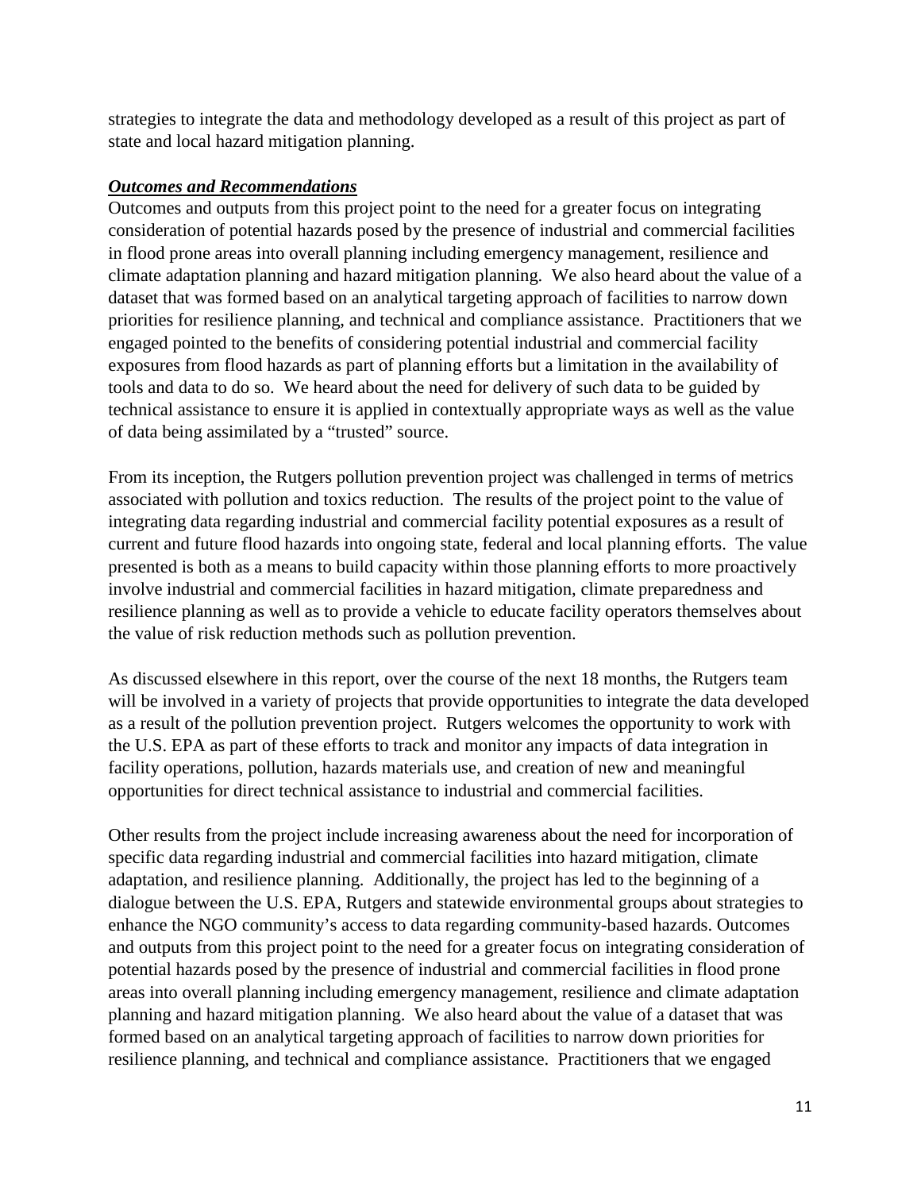strategies to integrate the data and methodology developed as a result of this project as part of state and local hazard mitigation planning.

***Outcomes and Recommendations***

Outcomes and outputs from this project point to the need for a greater focus on integrating consideration of potential hazards posed by the presence of industrial and commercial facilities in flood prone areas into overall planning including emergency management, resilience and climate adaptation planning and hazard mitigation planning. We also heard about the value of a dataset that was formed based on an analytical targeting approach of facilities to narrow down priorities for resilience planning, and technical and compliance assistance. Practitioners that we engaged pointed to the benefits of considering potential industrial and commercial facility exposures from flood hazards as part of planning efforts but a limitation in the availability of tools and data to do so. We heard about the need for delivery of such data to be guided by technical assistance to ensure it is applied in contextually appropriate ways as well as the value of data being assimilated by a "trusted" source.

From its inception, the Rutgers pollution prevention project was challenged in terms of metrics associated with pollution and toxics reduction. The results of the project point to the value of integrating data regarding industrial and commercial facility potential exposures as a result of current and future flood hazards into ongoing state, federal and local planning efforts. The value presented is both as a means to build capacity within those planning efforts to more proactively involve industrial and commercial facilities in hazard mitigation, climate preparedness and resilience planning as well as to provide a vehicle to educate facility operators themselves about the value of risk reduction methods such as pollution prevention.

As discussed elsewhere in this report, over the course of the next 18 months, the Rutgers team will be involved in a variety of projects that provide opportunities to integrate the data developed as a result of the pollution prevention project. Rutgers welcomes the opportunity to work with the U.S. EPA as part of these efforts to track and monitor any impacts of data integration in facility operations, pollution, hazards materials use, and creation of new and meaningful opportunities for direct technical assistance to industrial and commercial facilities.

Other results from the project include increasing awareness about the need for incorporation of specific data regarding industrial and commercial facilities into hazard mitigation, climate adaptation, and resilience planning. Additionally, the project has led to the beginning of a dialogue between the U.S. EPA, Rutgers and statewide environmental groups about strategies to enhance the NGO community's access to data regarding community-based hazards. Outcomes and outputs from this project point to the need for a greater focus on integrating consideration of potential hazards posed by the presence of industrial and commercial facilities in flood prone areas into overall planning including emergency management, resilience and climate adaptation planning and hazard mitigation planning. We also heard about the value of a dataset that was formed based on an analytical targeting approach of facilities to narrow down priorities for resilience planning, and technical and compliance assistance. Practitioners that we engaged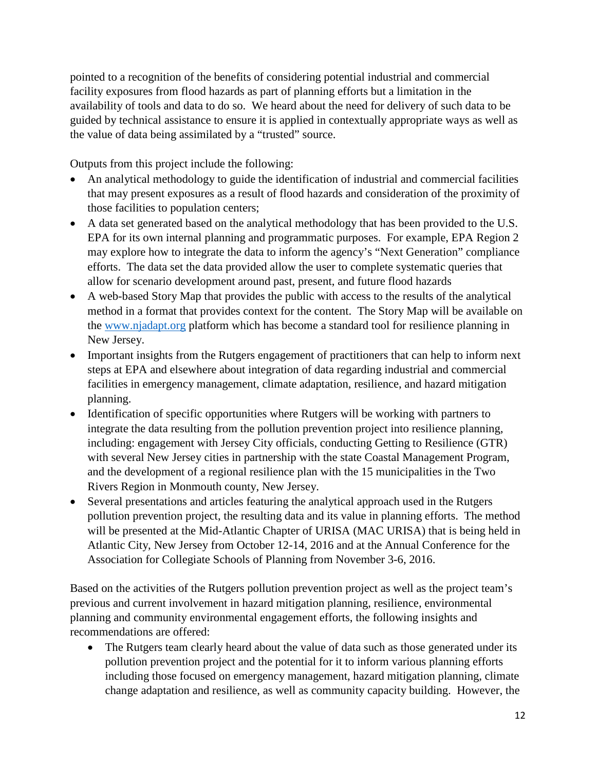pointed to a recognition of the benefits of considering potential industrial and commercial facility exposures from flood hazards as part of planning efforts but a limitation in the availability of tools and data to do so. We heard about the need for delivery of such data to be guided by technical assistance to ensure it is applied in contextually appropriate ways as well as the value of data being assimilated by a "trusted" source.

Outputs from this project include the following:

- An analytical methodology to guide the identification of industrial and commercial facilities that may present exposures as a result of flood hazards and consideration of the proximity of those facilities to population centers;
- A data set generated based on the analytical methodology that has been provided to the U.S. EPA for its own internal planning and programmatic purposes. For example, EPA Region 2 may explore how to integrate the data to inform the agency's "Next Generation" compliance efforts. The data set the data provided allow the user to complete systematic queries that allow for scenario development around past, present, and future flood hazards
- A web-based Story Map that provides the public with access to the results of the analytical method in a format that provides context for the content. The Story Map will be available on the [www.njadapt.org](http://www.njadapt.org) platform which has become a standard tool for resilience planning in New Jersey.
- Important insights from the Rutgers engagement of practitioners that can help to inform next steps at EPA and elsewhere about integration of data regarding industrial and commercial facilities in emergency management, climate adaptation, resilience, and hazard mitigation planning.
- Identification of specific opportunities where Rutgers will be working with partners to integrate the data resulting from the pollution prevention project into resilience planning, including: engagement with Jersey City officials, conducting Getting to Resilience (GTR) with several New Jersey cities in partnership with the state Coastal Management Program, and the development of a regional resilience plan with the 15 municipalities in the Two Rivers Region in Monmouth county, New Jersey.
- Several presentations and articles featuring the analytical approach used in the Rutgers pollution prevention project, the resulting data and its value in planning efforts. The method will be presented at the Mid-Atlantic Chapter of URISA (MAC URISA) that is being held in Atlantic City, New Jersey from October 12-14, 2016 and at the Annual Conference for the Association for Collegiate Schools of Planning from November 3-6, 2016.

Based on the activities of the Rutgers pollution prevention project as well as the project team's previous and current involvement in hazard mitigation planning, resilience, environmental planning and community environmental engagement efforts, the following insights and recommendations are offered:

- The Rutgers team clearly heard about the value of data such as those generated under its pollution prevention project and the potential for it to inform various planning efforts including those focused on emergency management, hazard mitigation planning, climate change adaptation and resilience, as well as community capacity building. However, the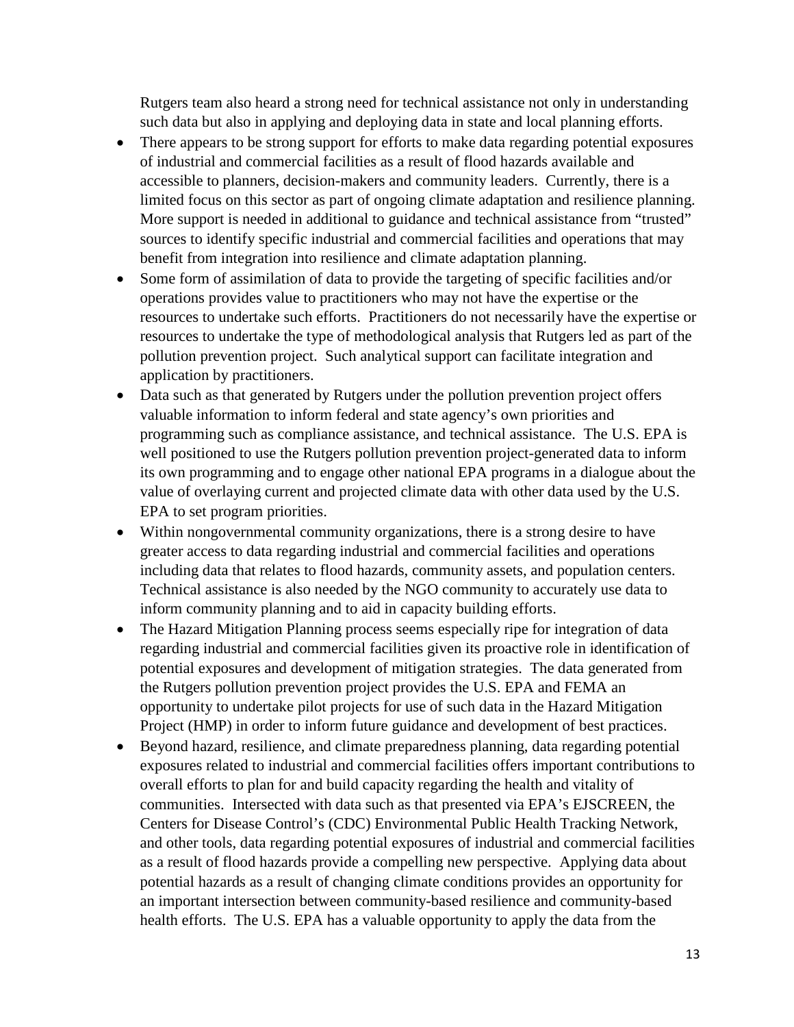Rutgers team also heard a strong need for technical assistance not only in understanding such data but also in applying and deploying data in state and local planning efforts.

- There appears to be strong support for efforts to make data regarding potential exposures of industrial and commercial facilities as a result of flood hazards available and accessible to planners, decision-makers and community leaders. Currently, there is a limited focus on this sector as part of ongoing climate adaptation and resilience planning. More support is needed in additional to guidance and technical assistance from "trusted" sources to identify specific industrial and commercial facilities and operations that may benefit from integration into resilience and climate adaptation planning.
- Some form of assimilation of data to provide the targeting of specific facilities and/or operations provides value to practitioners who may not have the expertise or the resources to undertake such efforts. Practitioners do not necessarily have the expertise or resources to undertake the type of methodological analysis that Rutgers led as part of the pollution prevention project. Such analytical support can facilitate integration and application by practitioners.
- Data such as that generated by Rutgers under the pollution prevention project offers valuable information to inform federal and state agency's own priorities and programming such as compliance assistance, and technical assistance. The U.S. EPA is well positioned to use the Rutgers pollution prevention project-generated data to inform its own programming and to engage other national EPA programs in a dialogue about the value of overlaying current and projected climate data with other data used by the U.S. EPA to set program priorities.
- Within nongovernmental community organizations, there is a strong desire to have greater access to data regarding industrial and commercial facilities and operations including data that relates to flood hazards, community assets, and population centers. Technical assistance is also needed by the NGO community to accurately use data to inform community planning and to aid in capacity building efforts.
- The Hazard Mitigation Planning process seems especially ripe for integration of data regarding industrial and commercial facilities given its proactive role in identification of potential exposures and development of mitigation strategies. The data generated from the Rutgers pollution prevention project provides the U.S. EPA and FEMA an opportunity to undertake pilot projects for use of such data in the Hazard Mitigation Project (HMP) in order to inform future guidance and development of best practices.
- Beyond hazard, resilience, and climate preparedness planning, data regarding potential exposures related to industrial and commercial facilities offers important contributions to overall efforts to plan for and build capacity regarding the health and vitality of communities. Intersected with data such as that presented via EPA's EJSCREEN, the Centers for Disease Control's (CDC) Environmental Public Health Tracking Network, and other tools, data regarding potential exposures of industrial and commercial facilities as a result of flood hazards provide a compelling new perspective. Applying data about potential hazards as a result of changing climate conditions provides an opportunity for an important intersection between community-based resilience and community-based health efforts. The U.S. EPA has a valuable opportunity to apply the data from the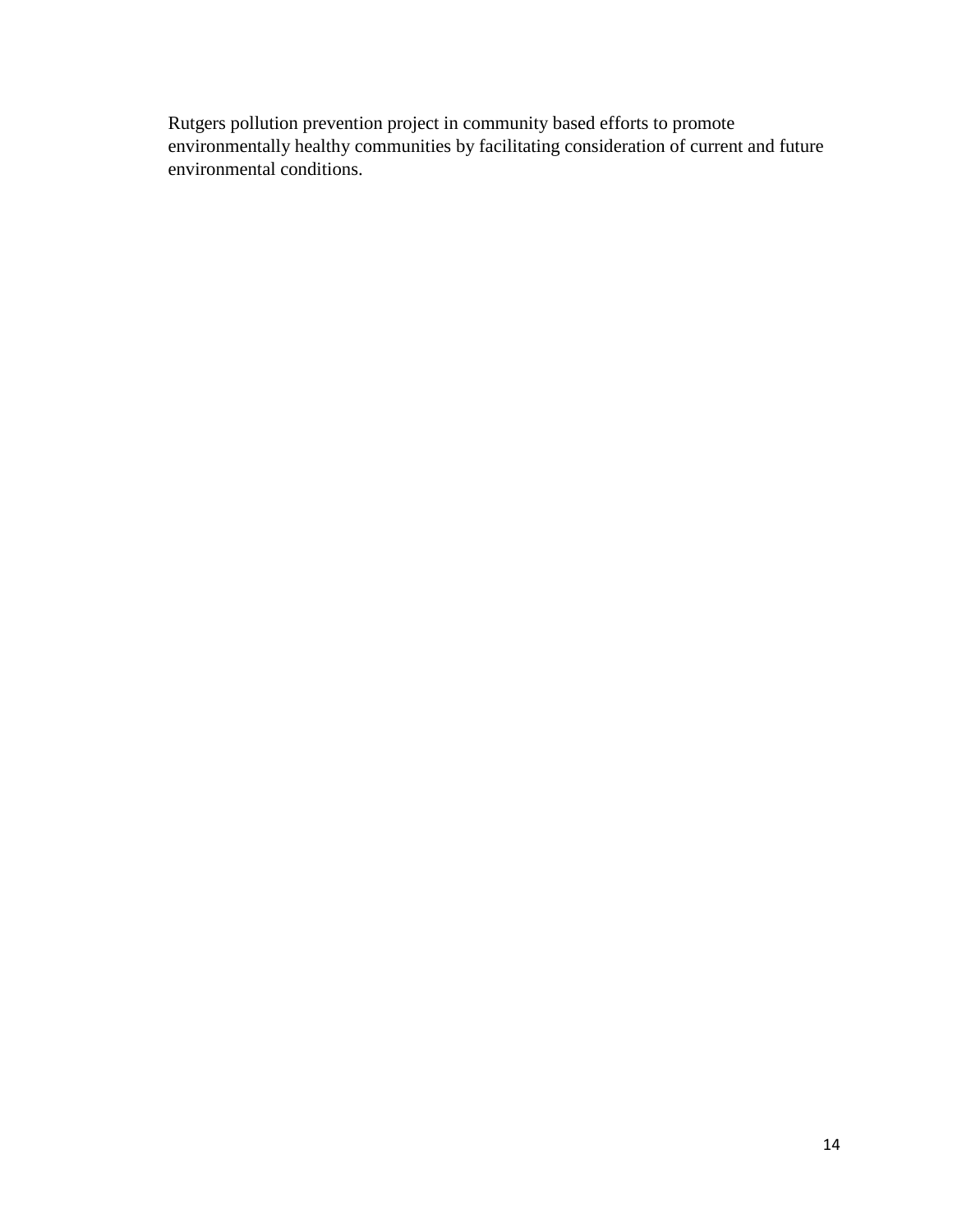Rutgers pollution prevention project in community based efforts to promote environmentally healthy communities by facilitating consideration of current and future environmental conditions.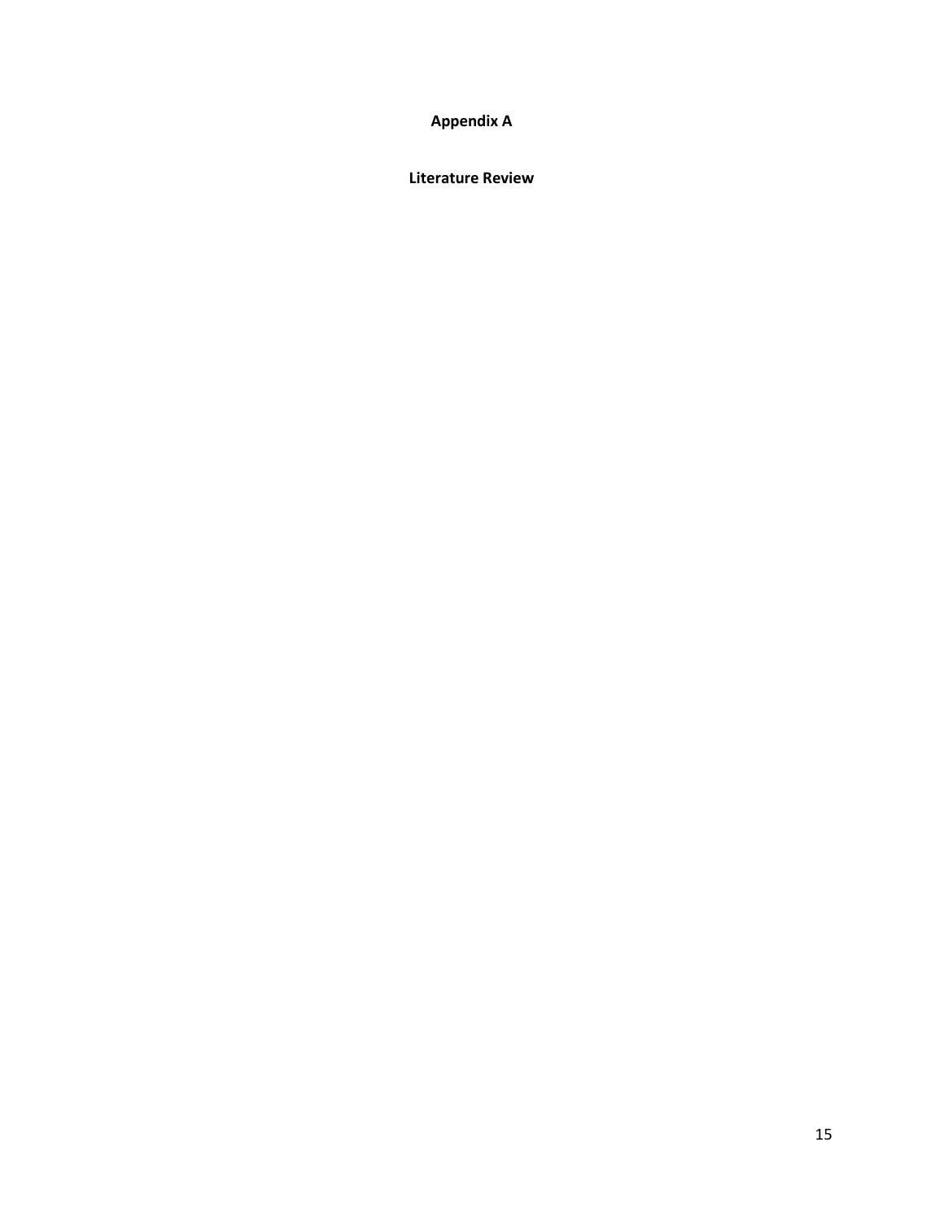# Appendix A

## Literature Review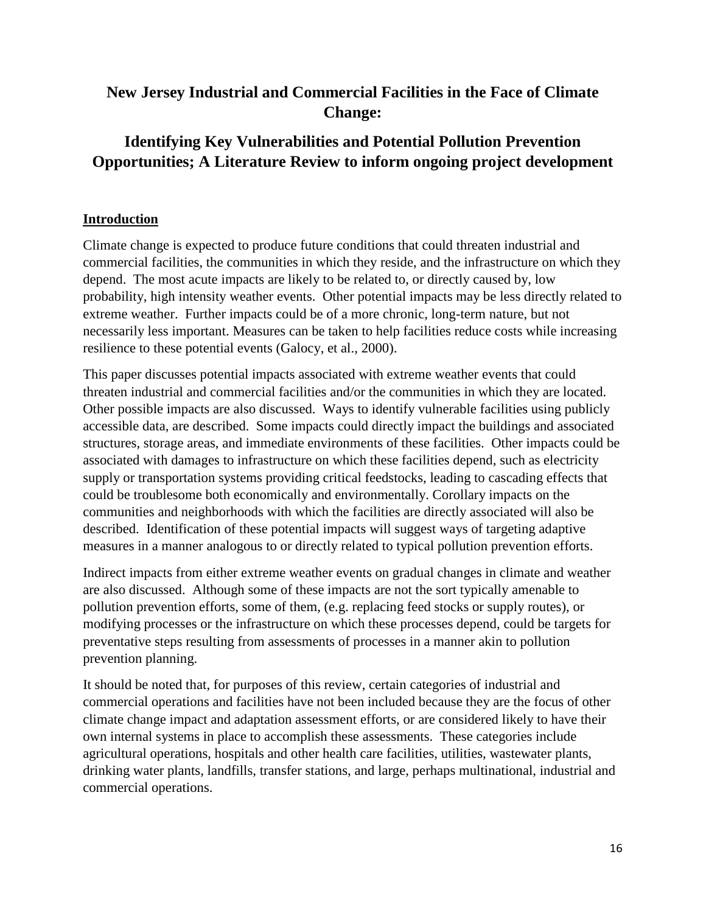# New Jersey Industrial and Commercial Facilities in the Face of Climate Change:

# Identifying Key Vulnerabilities and Potential Pollution Prevention Opportunities; A Literature Review to inform ongoing project development

## Introduction

Climate change is expected to produce future conditions that could threaten industrial and commercial facilities, the communities in which they reside, and the infrastructure on which they depend. The most acute impacts are likely to be related to, or directly caused by, low probability, high intensity weather events. Other potential impacts may be less directly related to extreme weather. Further impacts could be of a more chronic, long-term nature, but not necessarily less important. Measures can be taken to help facilities reduce costs while increasing resilience to these potential events (Galocy, et al., 2000).

This paper discusses potential impacts associated with extreme weather events that could threaten industrial and commercial facilities and/or the communities in which they are located. Other possible impacts are also discussed. Ways to identify vulnerable facilities using publicly accessible data, are described. Some impacts could directly impact the buildings and associated structures, storage areas, and immediate environments of these facilities. Other impacts could be associated with damages to infrastructure on which these facilities depend, such as electricity supply or transportation systems providing critical feedstocks, leading to cascading effects that could be troublesome both economically and environmentally. Corollary impacts on the communities and neighborhoods with which the facilities are directly associated will also be described. Identification of these potential impacts will suggest ways of targeting adaptive measures in a manner analogous to or directly related to typical pollution prevention efforts.

Indirect impacts from either extreme weather events on gradual changes in climate and weather are also discussed. Although some of these impacts are not the sort typically amenable to pollution prevention efforts, some of them, (e.g. replacing feed stocks or supply routes), or modifying processes or the infrastructure on which these processes depend, could be targets for preventative steps resulting from assessments of processes in a manner akin to pollution prevention planning.

It should be noted that, for purposes of this review, certain categories of industrial and commercial operations and facilities have not been included because they are the focus of other climate change impact and adaptation assessment efforts, or are considered likely to have their own internal systems in place to accomplish these assessments. These categories include agricultural operations, hospitals and other health care facilities, utilities, wastewater plants, drinking water plants, landfills, transfer stations, and large, perhaps multinational, industrial and commercial operations.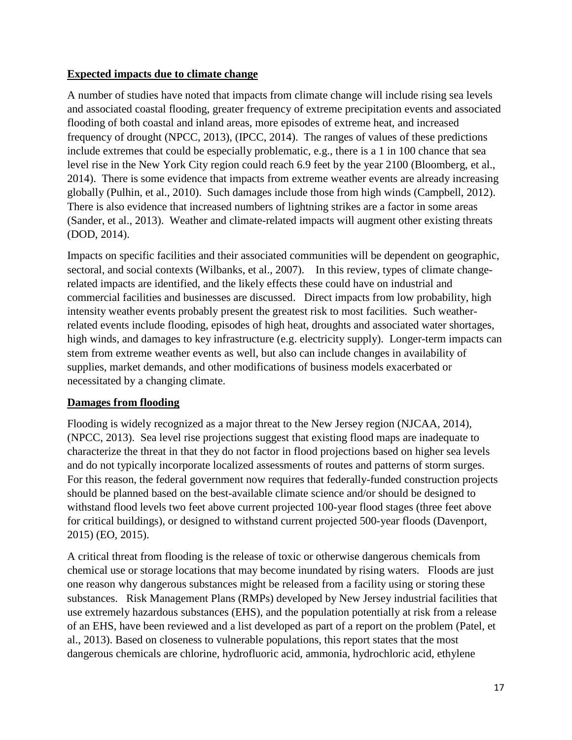**Expected impacts due to climate change**

A number of studies have noted that impacts from climate change will include rising sea levels and associated coastal flooding, greater frequency of extreme precipitation events and associated flooding of both coastal and inland areas, more episodes of extreme heat, and increased frequency of drought (NPCC, 2013), (IPCC, 2014). The ranges of values of these predictions include extremes that could be especially problematic, e.g., there is a 1 in 100 chance that sea level rise in the New York City region could reach 6.9 feet by the year 2100 (Bloomberg, et al., 2014). There is some evidence that impacts from extreme weather events are already increasing globally (Pulhin, et al., 2010). Such damages include those from high winds (Campbell, 2012). There is also evidence that increased numbers of lightning strikes are a factor in some areas (Sander, et al., 2013). Weather and climate-related impacts will augment other existing threats (DOD, 2014).

Impacts on specific facilities and their associated communities will be dependent on geographic, sectoral, and social contexts (Wilbanks, et al., 2007). In this review, types of climate change-related impacts are identified, and the likely effects these could have on industrial and commercial facilities and businesses are discussed. Direct impacts from low probability, high intensity weather events probably present the greatest risk to most facilities. Such weather-related events include flooding, episodes of high heat, droughts and associated water shortages, high winds, and damages to key infrastructure (e.g. electricity supply). Longer-term impacts can stem from extreme weather events as well, but also can include changes in availability of supplies, market demands, and other modifications of business models exacerbated or necessitated by a changing climate.

**Damages from flooding**

Flooding is widely recognized as a major threat to the New Jersey region (NJCAA, 2014), (NPCC, 2013). Sea level rise projections suggest that existing flood maps are inadequate to characterize the threat in that they do not factor in flood projections based on higher sea levels and do not typically incorporate localized assessments of routes and patterns of storm surges. For this reason, the federal government now requires that federally-funded construction projects should be planned based on the best-available climate science and/or should be designed to withstand flood levels two feet above current projected 100-year flood stages (three feet above for critical buildings), or designed to withstand current projected 500-year floods (Davenport, 2015) (EO, 2015).

A critical threat from flooding is the release of toxic or otherwise dangerous chemicals from chemical use or storage locations that may become inundated by rising waters. Floods are just one reason why dangerous substances might be released from a facility using or storing these substances. Risk Management Plans (RMPs) developed by New Jersey industrial facilities that use extremely hazardous substances (EHS), and the population potentially at risk from a release of an EHS, have been reviewed and a list developed as part of a report on the problem (Patel, et al., 2013). Based on closeness to vulnerable populations, this report states that the most dangerous chemicals are chlorine, hydrofluoric acid, ammonia, hydrochloric acid, ethylene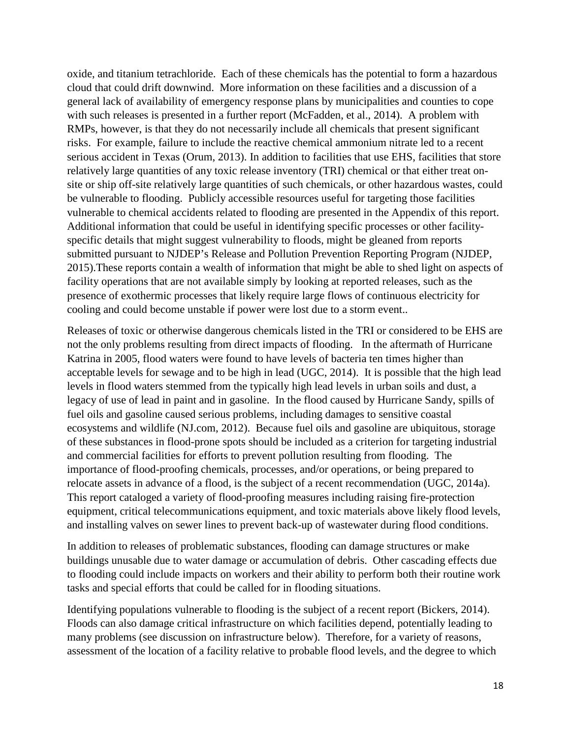oxide, and titanium tetrachloride. Each of these chemicals has the potential to form a hazardous cloud that could drift downwind. More information on these facilities and a discussion of a general lack of availability of emergency response plans by municipalities and counties to cope with such releases is presented in a further report (McFadden, et al., 2014). A problem with RMPs, however, is that they do not necessarily include all chemicals that present significant risks. For example, failure to include the reactive chemical ammonium nitrate led to a recent serious accident in Texas (Orum, 2013). In addition to facilities that use EHS, facilities that store relatively large quantities of any toxic release inventory (TRI) chemical or that either treat on-site or ship off-site relatively large quantities of such chemicals, or other hazardous wastes, could be vulnerable to flooding. Publicly accessible resources useful for targeting those facilities vulnerable to chemical accidents related to flooding are presented in the Appendix of this report. Additional information that could be useful in identifying specific processes or other facility-specific details that might suggest vulnerability to floods, might be gleaned from reports submitted pursuant to NJDEP's Release and Pollution Prevention Reporting Program (NJDEP, 2015).These reports contain a wealth of information that might be able to shed light on aspects of facility operations that are not available simply by looking at reported releases, such as the presence of exothermic processes that likely require large flows of continuous electricity for cooling and could become unstable if power were lost due to a storm event..

Releases of toxic or otherwise dangerous chemicals listed in the TRI or considered to be EHS are not the only problems resulting from direct impacts of flooding. In the aftermath of Hurricane Katrina in 2005, flood waters were found to have levels of bacteria ten times higher than acceptable levels for sewage and to be high in lead (UGC, 2014). It is possible that the high lead levels in flood waters stemmed from the typically high lead levels in urban soils and dust, a legacy of use of lead in paint and in gasoline. In the flood caused by Hurricane Sandy, spills of fuel oils and gasoline caused serious problems, including damages to sensitive coastal ecosystems and wildlife (NJ.com, 2012). Because fuel oils and gasoline are ubiquitous, storage of these substances in flood-prone spots should be included as a criterion for targeting industrial and commercial facilities for efforts to prevent pollution resulting from flooding. The importance of flood-proofing chemicals, processes, and/or operations, or being prepared to relocate assets in advance of a flood, is the subject of a recent recommendation (UGC, 2014a). This report cataloged a variety of flood-proofing measures including raising fire-protection equipment, critical telecommunications equipment, and toxic materials above likely flood levels, and installing valves on sewer lines to prevent back-up of wastewater during flood conditions.

In addition to releases of problematic substances, flooding can damage structures or make buildings unusable due to water damage or accumulation of debris. Other cascading effects due to flooding could include impacts on workers and their ability to perform both their routine work tasks and special efforts that could be called for in flooding situations.

Identifying populations vulnerable to flooding is the subject of a recent report (Bickers, 2014). Floods can also damage critical infrastructure on which facilities depend, potentially leading to many problems (see discussion on infrastructure below). Therefore, for a variety of reasons, assessment of the location of a facility relative to probable flood levels, and the degree to which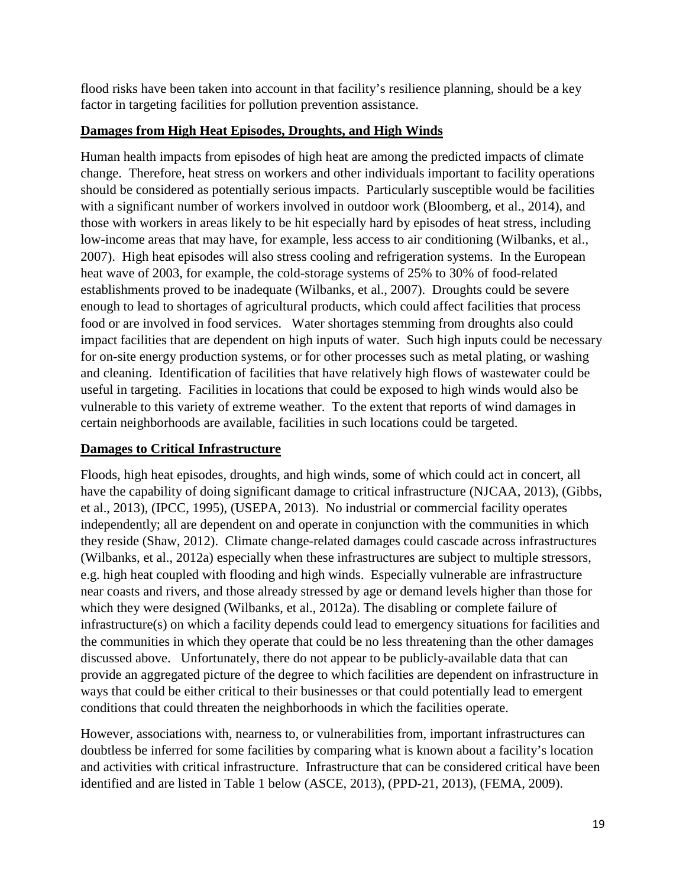flood risks have been taken into account in that facility's resilience planning, should be a key factor in targeting facilities for pollution prevention assistance.

## Damages from High Heat Episodes, Droughts, and High Winds

Human health impacts from episodes of high heat are among the predicted impacts of climate change. Therefore, heat stress on workers and other individuals important to facility operations should be considered as potentially serious impacts. Particularly susceptible would be facilities with a significant number of workers involved in outdoor work (Bloomberg, et al., 2014), and those with workers in areas likely to be hit especially hard by episodes of heat stress, including low-income areas that may have, for example, less access to air conditioning (Wilbanks, et al., 2007). High heat episodes will also stress cooling and refrigeration systems. In the European heat wave of 2003, for example, the cold-storage systems of 25% to 30% of food-related establishments proved to be inadequate (Wilbanks, et al., 2007). Droughts could be severe enough to lead to shortages of agricultural products, which could affect facilities that process food or are involved in food services. Water shortages stemming from droughts also could impact facilities that are dependent on high inputs of water. Such high inputs could be necessary for on-site energy production systems, or for other processes such as metal plating, or washing and cleaning. Identification of facilities that have relatively high flows of wastewater could be useful in targeting. Facilities in locations that could be exposed to high winds would also be vulnerable to this variety of extreme weather. To the extent that reports of wind damages in certain neighborhoods are available, facilities in such locations could be targeted.

## Damages to Critical Infrastructure

Floods, high heat episodes, droughts, and high winds, some of which could act in concert, all have the capability of doing significant damage to critical infrastructure (NJCAA, 2013), (Gibbs, et al., 2013), (IPCC, 1995), (USEPA, 2013). No industrial or commercial facility operates independently; all are dependent on and operate in conjunction with the communities in which they reside (Shaw, 2012). Climate change-related damages could cascade across infrastructures (Wilbanks, et al., 2012a) especially when these infrastructures are subject to multiple stressors, e.g. high heat coupled with flooding and high winds. Especially vulnerable are infrastructure near coasts and rivers, and those already stressed by age or demand levels higher than those for which they were designed (Wilbanks, et al., 2012a). The disabling or complete failure of infrastructure(s) on which a facility depends could lead to emergency situations for facilities and the communities in which they operate that could be no less threatening than the other damages discussed above. Unfortunately, there do not appear to be publicly-available data that can provide an aggregated picture of the degree to which facilities are dependent on infrastructure in ways that could be either critical to their businesses or that could potentially lead to emergent conditions that could threaten the neighborhoods in which the facilities operate.

However, associations with, nearness to, or vulnerabilities from, important infrastructures can doubtless be inferred for some facilities by comparing what is known about a facility's location and activities with critical infrastructure. Infrastructure that can be considered critical have been identified and are listed in Table 1 below (ASCE, 2013), (PPD-21, 2013), (FEMA, 2009).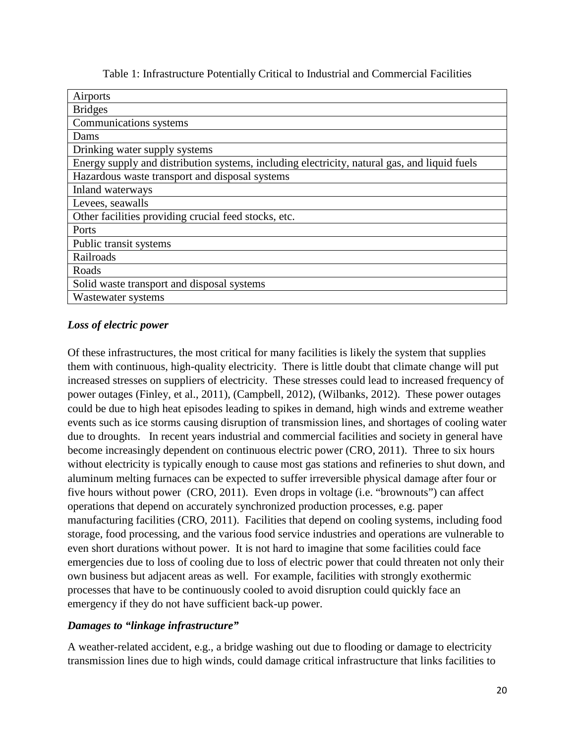Table 1: Infrastructure Potentially Critical to Industrial and Commercial Facilities

| Airports |
| --- |
| Bridges |
| Communications systems |
| Dams |
| Drinking water supply systems |
| Energy supply and distribution systems, including electricity, natural gas, and liquid fuels |
| Hazardous waste transport and disposal systems |
| Inland waterways |
| Levees, seawalls |
| Other facilities providing crucial feed stocks, etc. |
| Ports |
| Public transit systems |
| Railroads |
| Roads |
| Solid waste transport and disposal systems |
| Wastewater systems |

***Loss of electric power***

Of these infrastructures, the most critical for many facilities is likely the system that supplies them with continuous, high-quality electricity. There is little doubt that climate change will put increased stresses on suppliers of electricity. These stresses could lead to increased frequency of power outages (Finley, et al., 2011), (Campbell, 2012), (Wilbanks, 2012). These power outages could be due to high heat episodes leading to spikes in demand, high winds and extreme weather events such as ice storms causing disruption of transmission lines, and shortages of cooling water due to droughts. In recent years industrial and commercial facilities and society in general have become increasingly dependent on continuous electric power (CRO, 2011). Three to six hours without electricity is typically enough to cause most gas stations and refineries to shut down, and aluminum melting furnaces can be expected to suffer irreversible physical damage after four or five hours without power (CRO, 2011). Even drops in voltage (i.e. "brownouts") can affect operations that depend on accurately synchronized production processes, e.g. paper manufacturing facilities (CRO, 2011). Facilities that depend on cooling systems, including food storage, food processing, and the various food service industries and operations are vulnerable to even short durations without power. It is not hard to imagine that some facilities could face emergencies due to loss of cooling due to loss of electric power that could threaten not only their own business but adjacent areas as well. For example, facilities with strongly exothermic processes that have to be continuously cooled to avoid disruption could quickly face an emergency if they do not have sufficient back-up power.

***Damages to "linkage infrastructure"***

A weather-related accident, e.g., a bridge washing out due to flooding or damage to electricity transmission lines due to high winds, could damage critical infrastructure that links facilities to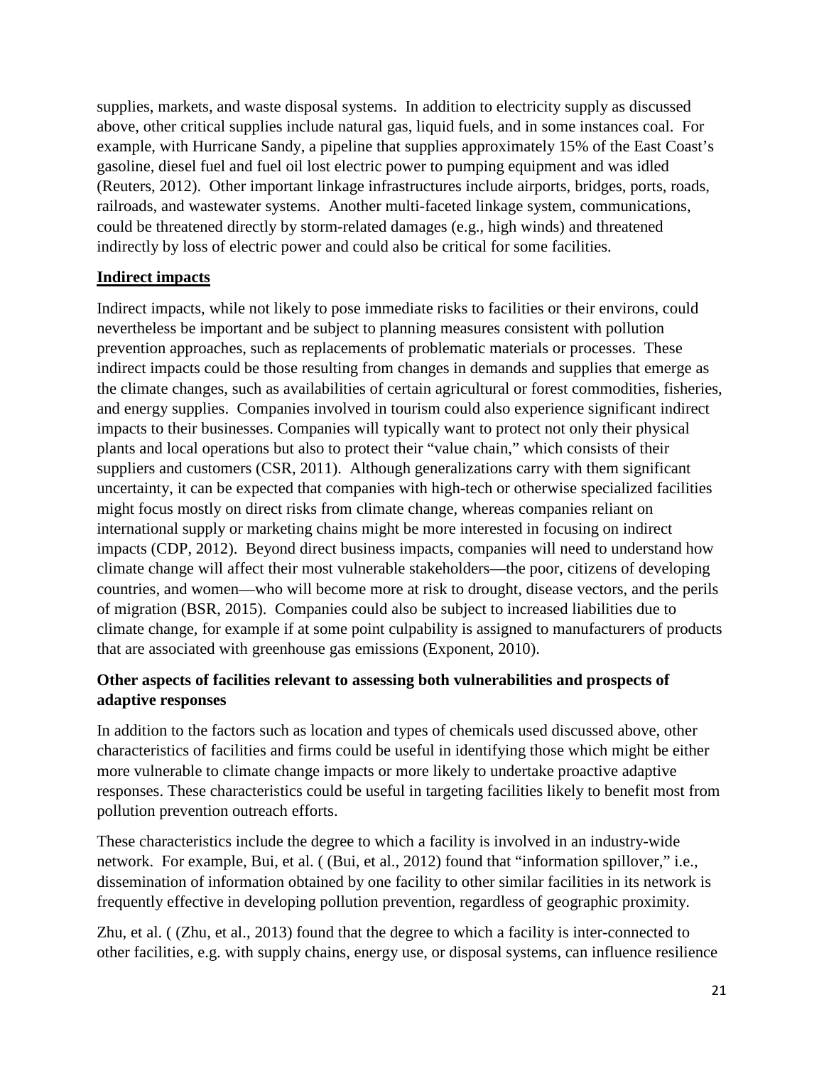supplies, markets, and waste disposal systems. In addition to electricity supply as discussed above, other critical supplies include natural gas, liquid fuels, and in some instances coal. For example, with Hurricane Sandy, a pipeline that supplies approximately 15% of the East Coast's gasoline, diesel fuel and fuel oil lost electric power to pumping equipment and was idled (Reuters, 2012). Other important linkage infrastructures include airports, bridges, ports, roads, railroads, and wastewater systems. Another multi-faceted linkage system, communications, could be threatened directly by storm-related damages (e.g., high winds) and threatened indirectly by loss of electric power and could also be critical for some facilities.

**Indirect impacts**

Indirect impacts, while not likely to pose immediate risks to facilities or their environs, could nevertheless be important and be subject to planning measures consistent with pollution prevention approaches, such as replacements of problematic materials or processes. These indirect impacts could be those resulting from changes in demands and supplies that emerge as the climate changes, such as availabilities of certain agricultural or forest commodities, fisheries, and energy supplies. Companies involved in tourism could also experience significant indirect impacts to their businesses. Companies will typically want to protect not only their physical plants and local operations but also to protect their "value chain," which consists of their suppliers and customers (CSR, 2011). Although generalizations carry with them significant uncertainty, it can be expected that companies with high-tech or otherwise specialized facilities might focus mostly on direct risks from climate change, whereas companies reliant on international supply or marketing chains might be more interested in focusing on indirect impacts (CDP, 2012). Beyond direct business impacts, companies will need to understand how climate change will affect their most vulnerable stakeholders—the poor, citizens of developing countries, and women—who will become more at risk to drought, disease vectors, and the perils of migration (BSR, 2015). Companies could also be subject to increased liabilities due to climate change, for example if at some point culpability is assigned to manufacturers of products that are associated with greenhouse gas emissions (Exponent, 2010).

**Other aspects of facilities relevant to assessing both vulnerabilities and prospects of adaptive responses**

In addition to the factors such as location and types of chemicals used discussed above, other characteristics of facilities and firms could be useful in identifying those which might be either more vulnerable to climate change impacts or more likely to undertake proactive adaptive responses. These characteristics could be useful in targeting facilities likely to benefit most from pollution prevention outreach efforts.

These characteristics include the degree to which a facility is involved in an industry-wide network. For example, Bui, et al. ( (Bui, et al., 2012) found that "information spillover," i.e., dissemination of information obtained by one facility to other similar facilities in its network is frequently effective in developing pollution prevention, regardless of geographic proximity.

Zhu, et al. ( (Zhu, et al., 2013) found that the degree to which a facility is inter-connected to other facilities, e.g. with supply chains, energy use, or disposal systems, can influence resilience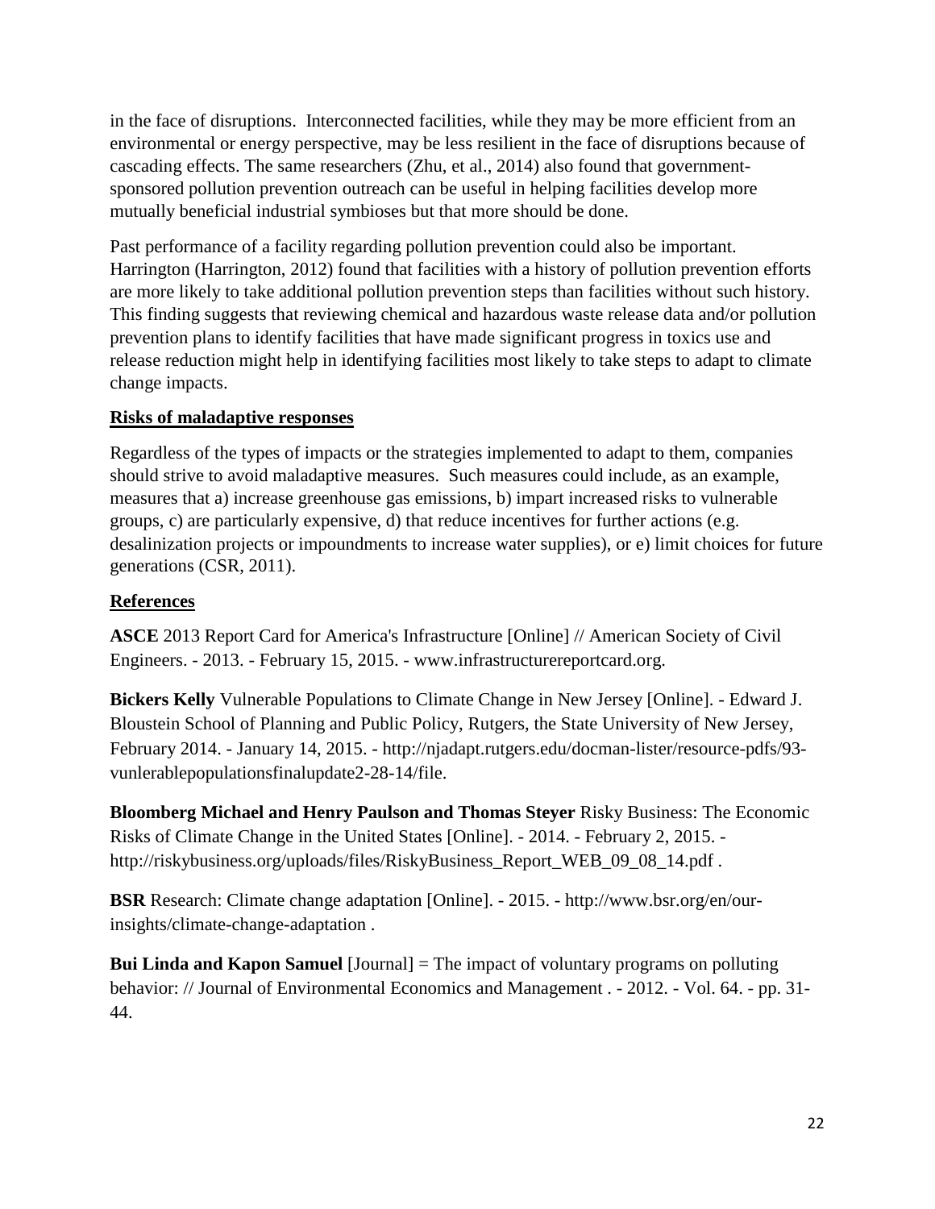in the face of disruptions. Interconnected facilities, while they may be more efficient from an environmental or energy perspective, may be less resilient in the face of disruptions because of cascading effects. The same researchers (Zhu, et al., 2014) also found that government-sponsored pollution prevention outreach can be useful in helping facilities develop more mutually beneficial industrial symbioses but that more should be done.

Past performance of a facility regarding pollution prevention could also be important. Harrington (Harrington, 2012) found that facilities with a history of pollution prevention efforts are more likely to take additional pollution prevention steps than facilities without such history. This finding suggests that reviewing chemical and hazardous waste release data and/or pollution prevention plans to identify facilities that have made significant progress in toxics use and release reduction might help in identifying facilities most likely to take steps to adapt to climate change impacts.

## Risks of maladaptive responses

Regardless of the types of impacts or the strategies implemented to adapt to them, companies should strive to avoid maladaptive measures. Such measures could include, as an example, measures that a) increase greenhouse gas emissions, b) impart increased risks to vulnerable groups, c) are particularly expensive, d) that reduce incentives for further actions (e.g. desalinization projects or impoundments to increase water supplies), or e) limit choices for future generations (CSR, 2011).

## References

**ASCE** 2013 Report Card for America's Infrastructure [Online] // American Society of Civil Engineers. - 2013. - February 15, 2015. - www.infrastructurereportcard.org.

**Bickers Kelly** Vulnerable Populations to Climate Change in New Jersey [Online]. - Edward J. Bloustein School of Planning and Public Policy, Rutgers, the State University of New Jersey, February 2014. - January 14, 2015. - http://njadapt.rutgers.edu/docman-lister/resource-pdfs/93-vunlerablepopulationsfinalupdate2-28-14/file.

**Bloomberg Michael and Henry Paulson and Thomas Steyer** Risky Business: The Economic Risks of Climate Change in the United States [Online]. - 2014. - February 2, 2015. - http://riskybusiness.org/uploads/files/RiskyBusiness_Report_WEB_09_08_14.pdf .

**BSR** Research: Climate change adaptation [Online]. - 2015. - http://www.bsr.org/en/our-insights/climate-change-adaptation .

**Bui Linda and Kapon Samuel** [Journal] = The impact of voluntary programs on polluting behavior: // Journal of Environmental Economics and Management . - 2012. - Vol. 64. - pp. 31-44.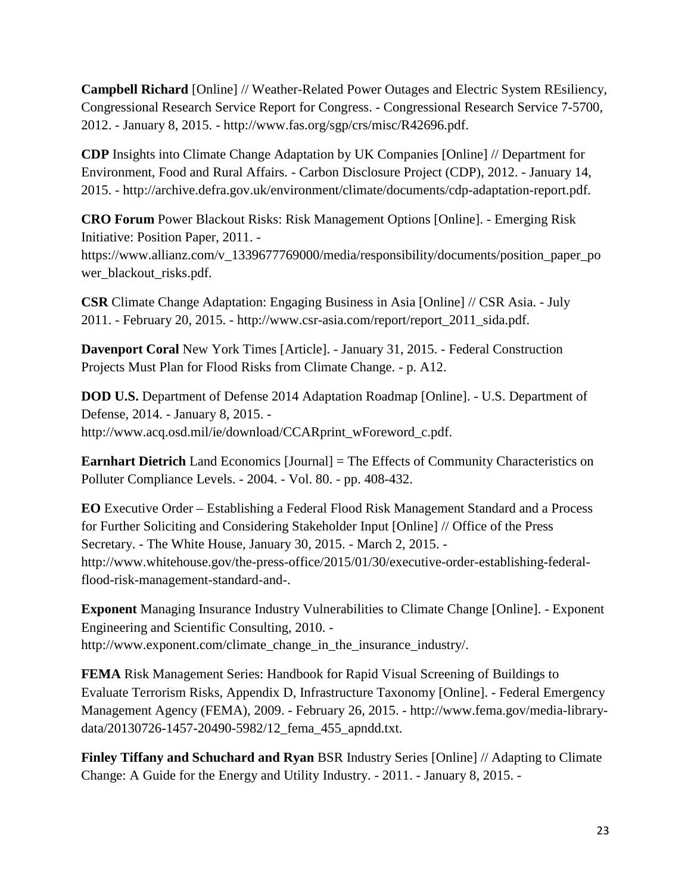**Campbell Richard** [Online] // Weather-Related Power Outages and Electric System REsiliency, Congressional Research Service Report for Congress. - Congressional Research Service 7-5700, 2012. - January 8, 2015. - http://www.fas.org/sgp/crs/misc/R42696.pdf.

**CDP** Insights into Climate Change Adaptation by UK Companies [Online] // Department for Environment, Food and Rural Affairs. - Carbon Disclosure Project (CDP), 2012. - January 14, 2015. - http://archive.defra.gov.uk/environment/climate/documents/cdp-adaptation-report.pdf.

**CRO Forum** Power Blackout Risks: Risk Management Options [Online]. - Emerging Risk Initiative: Position Paper, 2011. - https://www.allianz.com/v_1339677769000/media/responsibility/documents/position_paper_power_blackout_risks.pdf.

**CSR** Climate Change Adaptation: Engaging Business in Asia [Online] // CSR Asia. - July 2011. - February 20, 2015. - http://www.csr-asia.com/report/report_2011_sida.pdf.

**Davenport Coral** New York Times [Article]. - January 31, 2015. - Federal Construction Projects Must Plan for Flood Risks from Climate Change. - p. A12.

**DOD U.S.** Department of Defense 2014 Adaptation Roadmap [Online]. - U.S. Department of Defense, 2014. - January 8, 2015. - http://www.acq.osd.mil/ie/download/CCARprint_wForeword_c.pdf.

**Earnhart Dietrich** Land Economics [Journal] = The Effects of Community Characteristics on Polluter Compliance Levels. - 2004. - Vol. 80. - pp. 408-432.

**EO** Executive Order – Establishing a Federal Flood Risk Management Standard and a Process for Further Soliciting and Considering Stakeholder Input [Online] // Office of the Press Secretary. - The White House, January 30, 2015. - March 2, 2015. - http://www.whitehouse.gov/the-press-office/2015/01/30/executive-order-establishing-federal-flood-risk-management-standard-and-.

**Exponent** Managing Insurance Industry Vulnerabilities to Climate Change [Online]. - Exponent Engineering and Scientific Consulting, 2010. - http://www.exponent.com/climate_change_in_the_insurance_industry/.

**FEMA** Risk Management Series: Handbook for Rapid Visual Screening of Buildings to Evaluate Terrorism Risks, Appendix D, Infrastructure Taxonomy [Online]. - Federal Emergency Management Agency (FEMA), 2009. - February 26, 2015. - http://www.fema.gov/media-library-data/20130726-1457-20490-5982/12_fema_455_apndd.txt.

**Finley Tiffany and Schuchard and Ryan** BSR Industry Series [Online] // Adapting to Climate Change: A Guide for the Energy and Utility Industry. - 2011. - January 8, 2015. -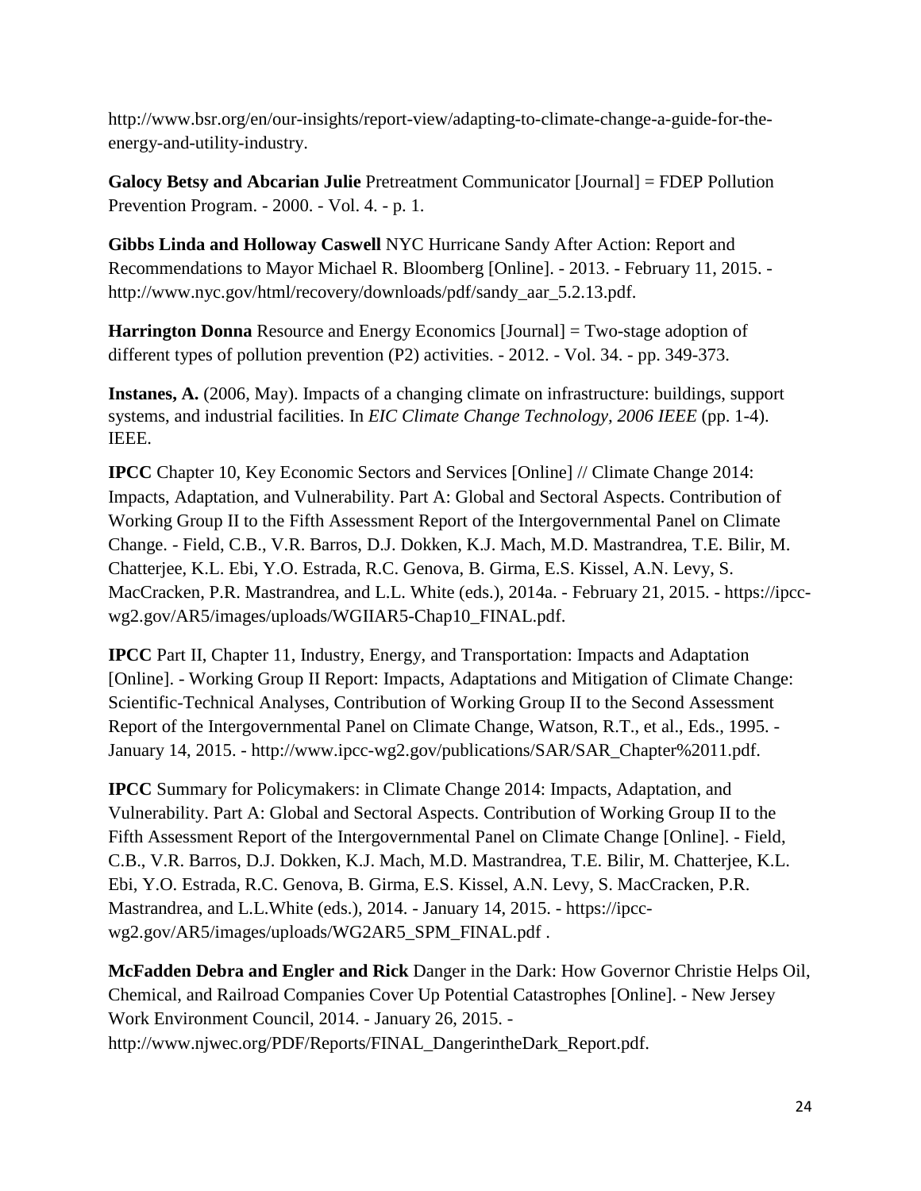http://www.bsr.org/en/our-insights/report-view/adapting-to-climate-change-a-guide-for-the-energy-and-utility-industry.

**Galocy Betsy and Abcarian Julie** Pretreatment Communicator [Journal] = FDEP Pollution Prevention Program. - 2000. - Vol. 4. - p. 1.

**Gibbs Linda and Holloway Caswell** NYC Hurricane Sandy After Action: Report and Recommendations to Mayor Michael R. Bloomberg [Online]. - 2013. - February 11, 2015. - http://www.nyc.gov/html/recovery/downloads/pdf/sandy_aar_5.2.13.pdf.

**Harrington Donna** Resource and Energy Economics [Journal] = Two-stage adoption of different types of pollution prevention (P2) activities. - 2012. - Vol. 34. - pp. 349-373.

**Instanes, A.** (2006, May). Impacts of a changing climate on infrastructure: buildings, support systems, and industrial facilities. In *EIC Climate Change Technology, 2006 IEEE* (pp. 1-4). IEEE.

**IPCC** Chapter 10, Key Economic Sectors and Services [Online] // Climate Change 2014: Impacts, Adaptation, and Vulnerability. Part A: Global and Sectoral Aspects. Contribution of Working Group II to the Fifth Assessment Report of the Intergovernmental Panel on Climate Change. - Field, C.B., V.R. Barros, D.J. Dokken, K.J. Mach, M.D. Mastrandrea, T.E. Bilir, M. Chatterjee, K.L. Ebi, Y.O. Estrada, R.C. Genova, B. Girma, E.S. Kissel, A.N. Levy, S. MacCracken, P.R. Mastrandrea, and L.L. White (eds.), 2014a. - February 21, 2015. - https://ipcc-wg2.gov/AR5/images/uploads/WGIIAR5-Chap10_FINAL.pdf.

**IPCC** Part II, Chapter 11, Industry, Energy, and Transportation: Impacts and Adaptation [Online]. - Working Group II Report: Impacts, Adaptations and Mitigation of Climate Change: Scientific-Technical Analyses, Contribution of Working Group II to the Second Assessment Report of the Intergovernmental Panel on Climate Change, Watson, R.T., et al., Eds., 1995. - January 14, 2015. - http://www.ipcc-wg2.gov/publications/SAR/SAR_Chapter%2011.pdf.

**IPCC** Summary for Policymakers: in Climate Change 2014: Impacts, Adaptation, and Vulnerability. Part A: Global and Sectoral Aspects. Contribution of Working Group II to the Fifth Assessment Report of the Intergovernmental Panel on Climate Change [Online]. - Field, C.B., V.R. Barros, D.J. Dokken, K.J. Mach, M.D. Mastrandrea, T.E. Bilir, M. Chatterjee, K.L. Ebi, Y.O. Estrada, R.C. Genova, B. Girma, E.S. Kissel, A.N. Levy, S. MacCracken, P.R. Mastrandrea, and L.L.White (eds.), 2014. - January 14, 2015. - https://ipcc-wg2.gov/AR5/images/uploads/WG2AR5_SPM_FINAL.pdf .

**McFadden Debra and Engler and Rick** Danger in the Dark: How Governor Christie Helps Oil, Chemical, and Railroad Companies Cover Up Potential Catastrophes [Online]. - New Jersey Work Environment Council, 2014. - January 26, 2015. - http://www.njwec.org/PDF/Reports/FINAL_DangerintheDark_Report.pdf.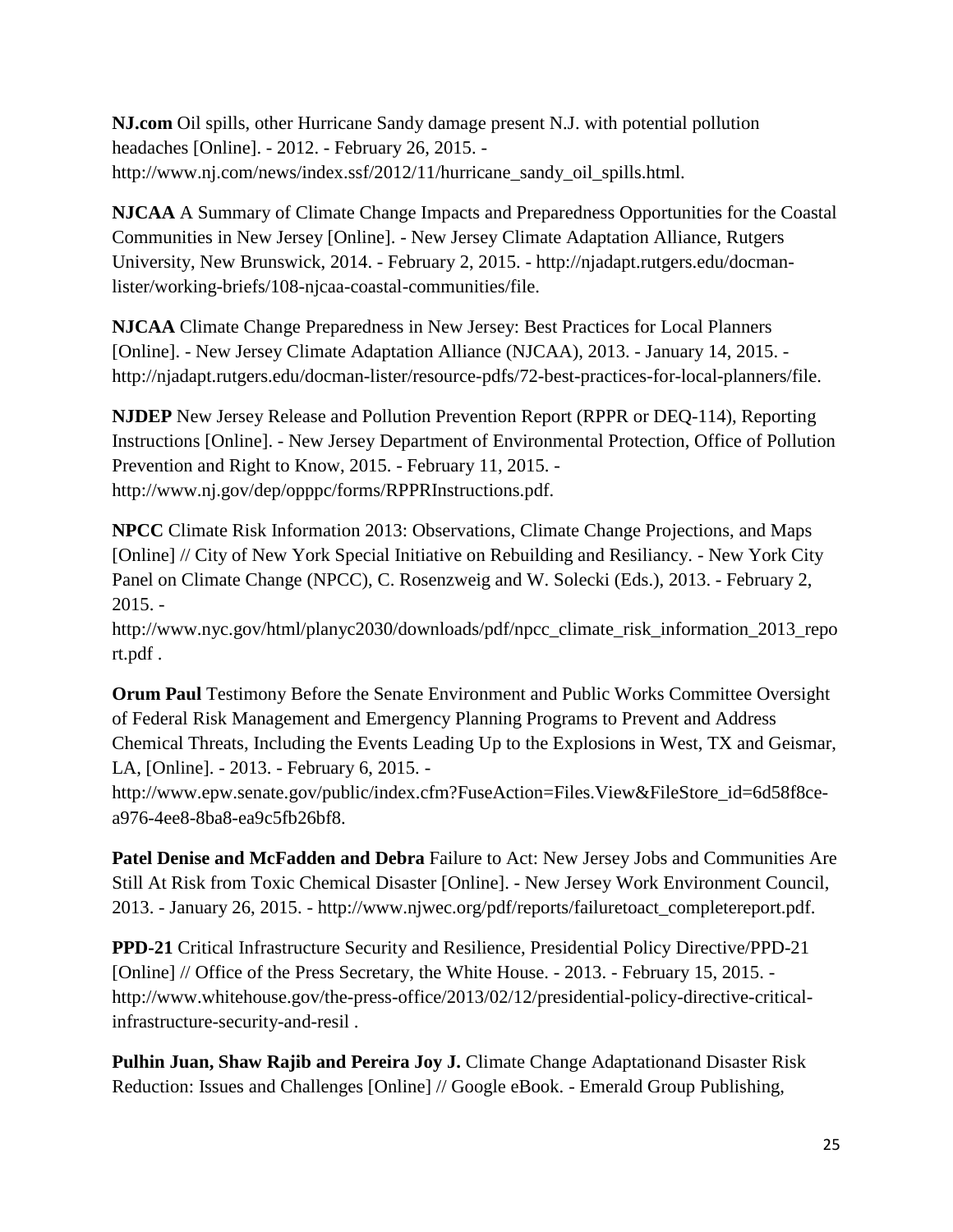**NJ.com** Oil spills, other Hurricane Sandy damage present N.J. with potential pollution headaches [Online]. - 2012. - February 26, 2015. - http://www.nj.com/news/index.ssf/2012/11/hurricane_sandy_oil_spills.html.

**NJCAA** A Summary of Climate Change Impacts and Preparedness Opportunities for the Coastal Communities in New Jersey [Online]. - New Jersey Climate Adaptation Alliance, Rutgers University, New Brunswick, 2014. - February 2, 2015. - http://njadapt.rutgers.edu/docman-lister/working-briefs/108-njcaa-coastal-communities/file.

**NJCAA** Climate Change Preparedness in New Jersey: Best Practices for Local Planners [Online]. - New Jersey Climate Adaptation Alliance (NJCAA), 2013. - January 14, 2015. - http://njadapt.rutgers.edu/docman-lister/resource-pdfs/72-best-practices-for-local-planners/file.

**NJDEP** New Jersey Release and Pollution Prevention Report (RPPR or DEQ-114), Reporting Instructions [Online]. - New Jersey Department of Environmental Protection, Office of Pollution Prevention and Right to Know, 2015. - February 11, 2015. - http://www.nj.gov/dep/opppc/forms/RPPRInstructions.pdf.

**NPCC** Climate Risk Information 2013: Observations, Climate Change Projections, and Maps [Online] // City of New York Special Initiative on Rebuilding and Resiliancy. - New York City Panel on Climate Change (NPCC), C. Rosenzweig and W. Solecki (Eds.), 2013. - February 2, 2015. - http://www.nyc.gov/html/planyc2030/downloads/pdf/npcc_climate_risk_information_2013_report.pdf .

**Orum Paul** Testimony Before the Senate Environment and Public Works Committee Oversight of Federal Risk Management and Emergency Planning Programs to Prevent and Address Chemical Threats, Including the Events Leading Up to the Explosions in West, TX and Geismar, LA, [Online]. - 2013. - February 6, 2015. - http://www.epw.senate.gov/public/index.cfm?FuseAction=Files.View&FileStore_id=6d58f8ce-a976-4ee8-8ba8-ea9c5fb26bf8.

**Patel Denise and McFadden and Debra** Failure to Act: New Jersey Jobs and Communities Are Still At Risk from Toxic Chemical Disaster [Online]. - New Jersey Work Environment Council, 2013. - January 26, 2015. - http://www.njwec.org/pdf/reports/failuretoact_completereport.pdf.

**PPD-21** Critical Infrastructure Security and Resilience, Presidential Policy Directive/PPD-21 [Online] // Office of the Press Secretary, the White House. - 2013. - February 15, 2015. - http://www.whitehouse.gov/the-press-office/2013/02/12/presidential-policy-directive-critical-infrastructure-security-and-resil .

**Pulhin Juan, Shaw Rajib and Pereira Joy J.** Climate Change Adaptationand Disaster Risk Reduction: Issues and Challenges [Online] // Google eBook. - Emerald Group Publishing,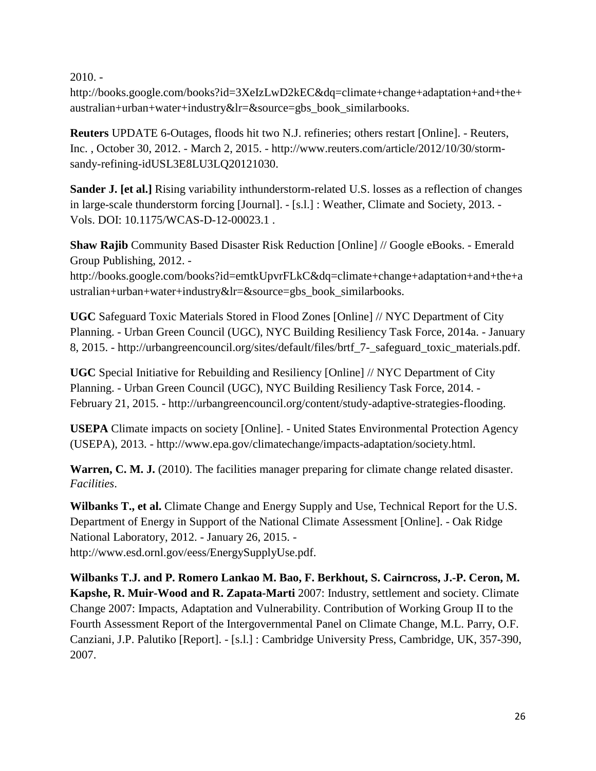2010. - http://books.google.com/books?id=3XeIzLwD2kEC&dq=climate+change+adaptation+and+the+australian+urban+water+industry&lr=&source=gbs_book_similarbooks.

**Reuters** UPDATE 6-Outages, floods hit two N.J. refineries; others restart [Online]. - Reuters, Inc. , October 30, 2012. - March 2, 2015. - http://www.reuters.com/article/2012/10/30/storm-sandy-refining-idUSL3E8LU3LQ20121030.

**Sander J. [et al.]** Rising variability inthunderstorm-related U.S. losses as a reflection of changes in large-scale thunderstorm forcing [Journal]. - [s.l.] : Weather, Climate and Society, 2013. - Vols. DOI: 10.1175/WCAS-D-12-00023.1 .

**Shaw Rajib** Community Based Disaster Risk Reduction [Online] // Google eBooks. - Emerald Group Publishing, 2012. - http://books.google.com/books?id=emtkUpvrFLkC&dq=climate+change+adaptation+and+the+australian+urban+water+industry&lr=&source=gbs_book_similarbooks.

**UGC** Safeguard Toxic Materials Stored in Flood Zones [Online] // NYC Department of City Planning. - Urban Green Council (UGC), NYC Building Resiliency Task Force, 2014a. - January 8, 2015. - http://urbangreencouncil.org/sites/default/files/brtf_7-_safeguard_toxic_materials.pdf.

**UGC** Special Initiative for Rebuilding and Resiliency [Online] // NYC Department of City Planning. - Urban Green Council (UGC), NYC Building Resiliency Task Force, 2014. - February 21, 2015. - http://urbangreencouncil.org/content/study-adaptive-strategies-flooding.

**USEPA** Climate impacts on society [Online]. - United States Environmental Protection Agency (USEPA), 2013. - http://www.epa.gov/climatechange/impacts-adaptation/society.html.

**Warren, C. M. J.** (2010). The facilities manager preparing for climate change related disaster. *Facilities*.

**Wilbanks T., et al.** Climate Change and Energy Supply and Use, Technical Report for the U.S. Department of Energy in Support of the National Climate Assessment [Online]. - Oak Ridge National Laboratory, 2012. - January 26, 2015. - http://www.esd.ornl.gov/eess/EnergySupplyUse.pdf.

**Wilbanks T.J. and P. Romero Lankao M. Bao, F. Berkhout, S. Cairncross, J.-P. Ceron, M. Kapshe, R. Muir-Wood and R. Zapata-Marti** 2007: Industry, settlement and society. Climate Change 2007: Impacts, Adaptation and Vulnerability. Contribution of Working Group II to the Fourth Assessment Report of the Intergovernmental Panel on Climate Change, M.L. Parry, O.F. Canziani, J.P. Palutiko [Report]. - [s.l.] : Cambridge University Press, Cambridge, UK, 357-390, 2007.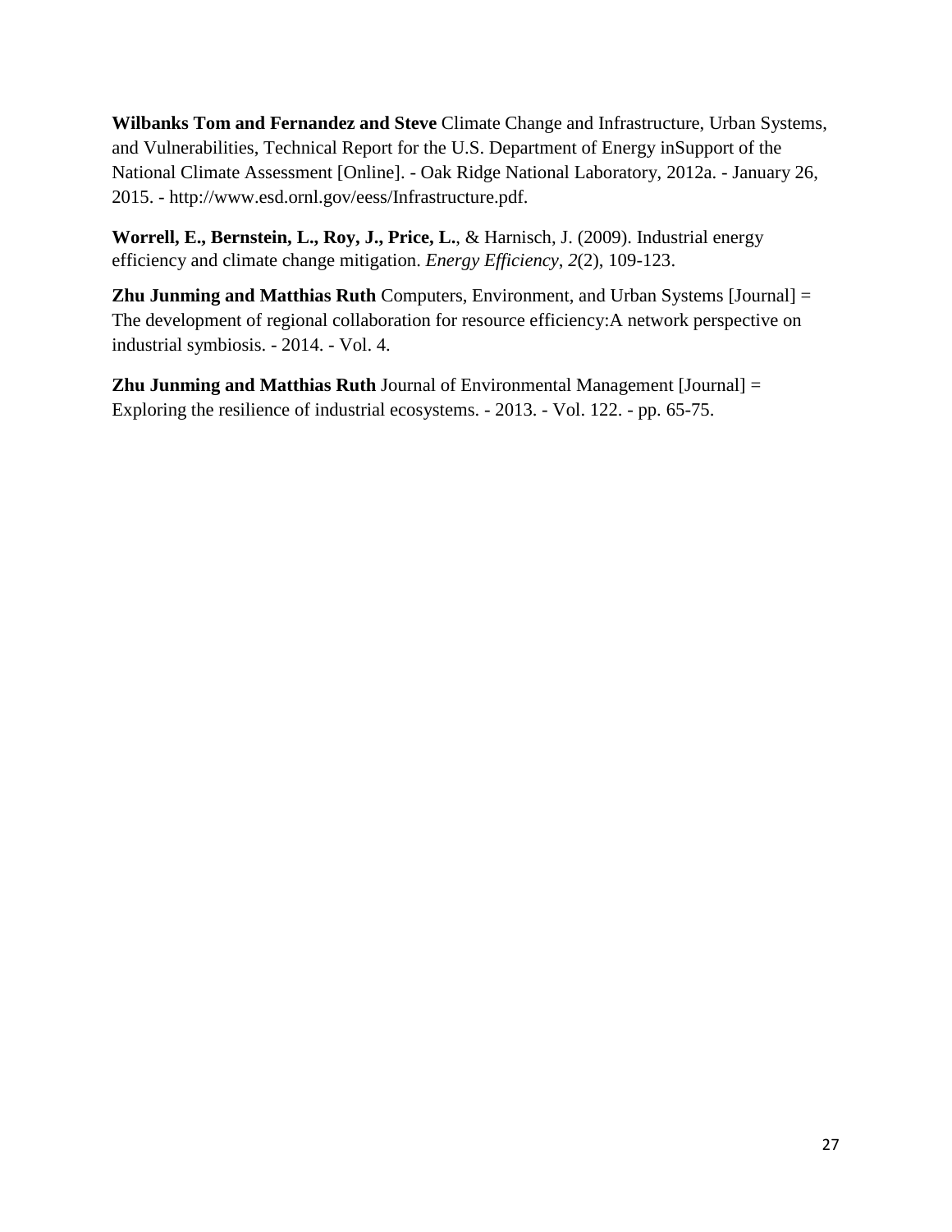**Wilbanks Tom and Fernandez and Steve** Climate Change and Infrastructure, Urban Systems, and Vulnerabilities, Technical Report for the U.S. Department of Energy inSupport of the National Climate Assessment [Online]. - Oak Ridge National Laboratory, 2012a. - January 26, 2015. - http://www.esd.ornl.gov/eess/Infrastructure.pdf.

**Worrell, E., Bernstein, L., Roy, J., Price, L.**, & Harnisch, J. (2009). Industrial energy efficiency and climate change mitigation. *Energy Efficiency*, *2*(2), 109-123.

**Zhu Junming and Matthias Ruth** Computers, Environment, and Urban Systems [Journal] = The development of regional collaboration for resource efficiency:A network perspective on industrial symbiosis. - 2014. - Vol. 4.

**Zhu Junming and Matthias Ruth** Journal of Environmental Management [Journal] = Exploring the resilience of industrial ecosystems. - 2013. - Vol. 122. - pp. 65-75.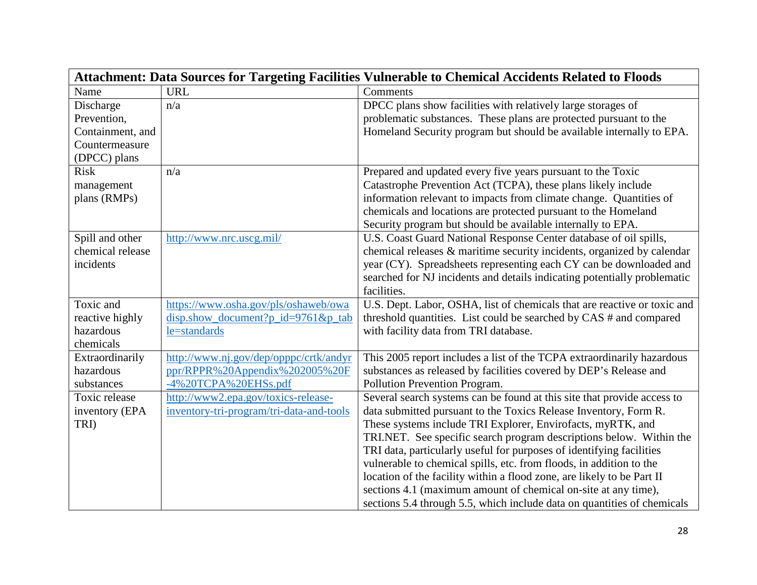| Attachment: Data Sources for Targeting Facilities Vulnerable to Chemical Accidents Related to Floods | | |
|---|---|---|
| Name | URL | Comments |
| Discharge Prevention, Containment, and Countermeasure (DPCC) plans | n/a | DPCC plans show facilities with relatively large storages of problematic substances. These plans are protected pursuant to the Homeland Security program but should be available internally to EPA. |
| Risk management plans (RMPs) | n/a | Prepared and updated every five years pursuant to the Toxic Catastrophe Prevention Act (TCPA), these plans likely include information relevant to impacts from climate change. Quantities of chemicals and locations are protected pursuant to the Homeland Security program but should be available internally to EPA. |
| Spill and other chemical release incidents | http://www.nrc.uscg.mil/ | U.S. Coast Guard National Response Center database of oil spills, chemical releases & maritime security incidents, organized by calendar year (CY). Spreadsheets representing each CY can be downloaded and searched for NJ incidents and details indicating potentially problematic facilities. |
| Toxic and reactive highly hazardous chemicals | https://www.osha.gov/pls/oshaweb/owadisp.show_document?p_id=9761&p_table=standards | U.S. Dept. Labor, OSHA, list of chemicals that are reactive or toxic and threshold quantities. List could be searched by CAS # and compared with facility data from TRI database. |
| Extraordinarily hazardous substances | http://www.nj.gov/dep/opppc/crtk/andyrppr/RPPR%20Appendix%202005%20F-4%20TCPA%20EHSs.pdf | This 2005 report includes a list of the TCPA extraordinarily hazardous substances as released by facilities covered by DEP's Release and Pollution Prevention Program. |
| Toxic release inventory (EPA TRI) | http://www2.epa.gov/toxics-release-inventory-tri-program/tri-data-and-tools | Several search systems can be found at this site that provide access to data submitted pursuant to the Toxics Release Inventory, Form R. These systems include TRI Explorer, Envirofacts, myRTK, and TRI.NET. See specific search program descriptions below. Within the TRI data, particularly useful for purposes of identifying facilities vulnerable to chemical spills, etc. from floods, in addition to the location of the facility within a flood zone, are likely to be Part II sections 4.1 (maximum amount of chemical on-site at any time), sections 5.4 through 5.5, which include data on quantities of chemicals |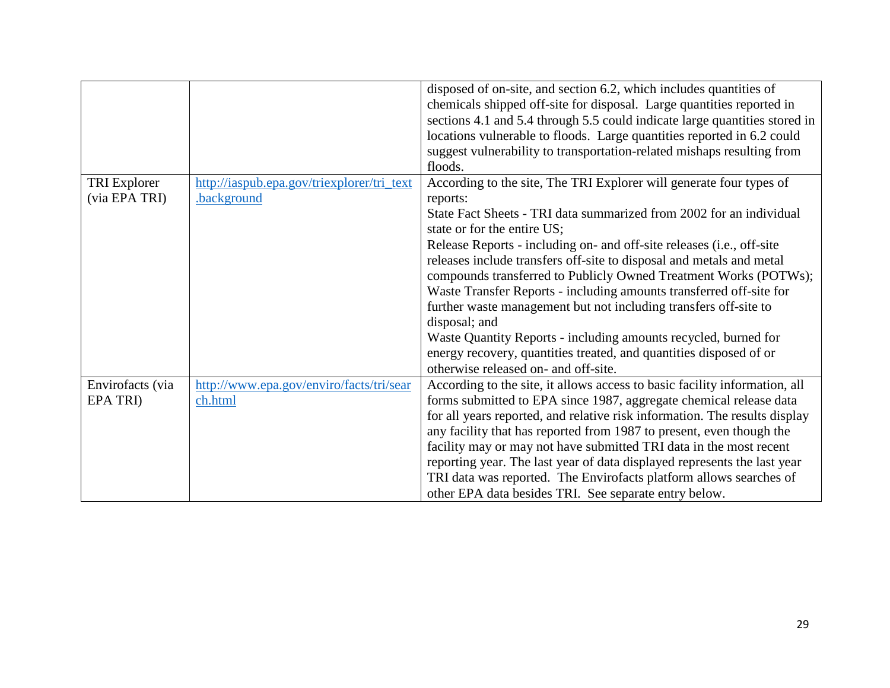| | | |
|---|---|---|
| | | disposed of on-site, and section 6.2, which includes quantities of chemicals shipped off-site for disposal. Large quantities reported in sections 4.1 and 5.4 through 5.5 could indicate large quantities stored in locations vulnerable to floods. Large quantities reported in 6.2 could suggest vulnerability to transportation-related mishaps resulting from floods. |
| TRI Explorer (via EPA TRI) | [http://iaspub.epa.gov/triexplorer/tri_text.background](http://iaspub.epa.gov/triexplorer/tri_text.background) | According to the site, The TRI Explorer will generate four types of reports:<br>State Fact Sheets - TRI data summarized from 2002 for an individual state or for the entire US;<br>Release Reports - including on- and off-site releases (i.e., off-site releases include transfers off-site to disposal and metals and metal compounds transferred to Publicly Owned Treatment Works (POTWs);<br>Waste Transfer Reports - including amounts transferred off-site for further waste management but not including transfers off-site to disposal; and<br>Waste Quantity Reports - including amounts recycled, burned for energy recovery, quantities treated, and quantities disposed of or otherwise released on- and off-site. |
| Envirofacts (via EPA TRI) | [http://www.epa.gov/enviro/facts/tri/search.html](http://www.epa.gov/enviro/facts/tri/search.html) | According to the site, it allows access to basic facility information, all forms submitted to EPA since 1987, aggregate chemical release data for all years reported, and relative risk information. The results display any facility that has reported from 1987 to present, even though the facility may or may not have submitted TRI data in the most recent reporting year. The last year of data displayed represents the last year TRI data was reported. The Envirofacts platform allows searches of other EPA data besides TRI. See separate entry below. |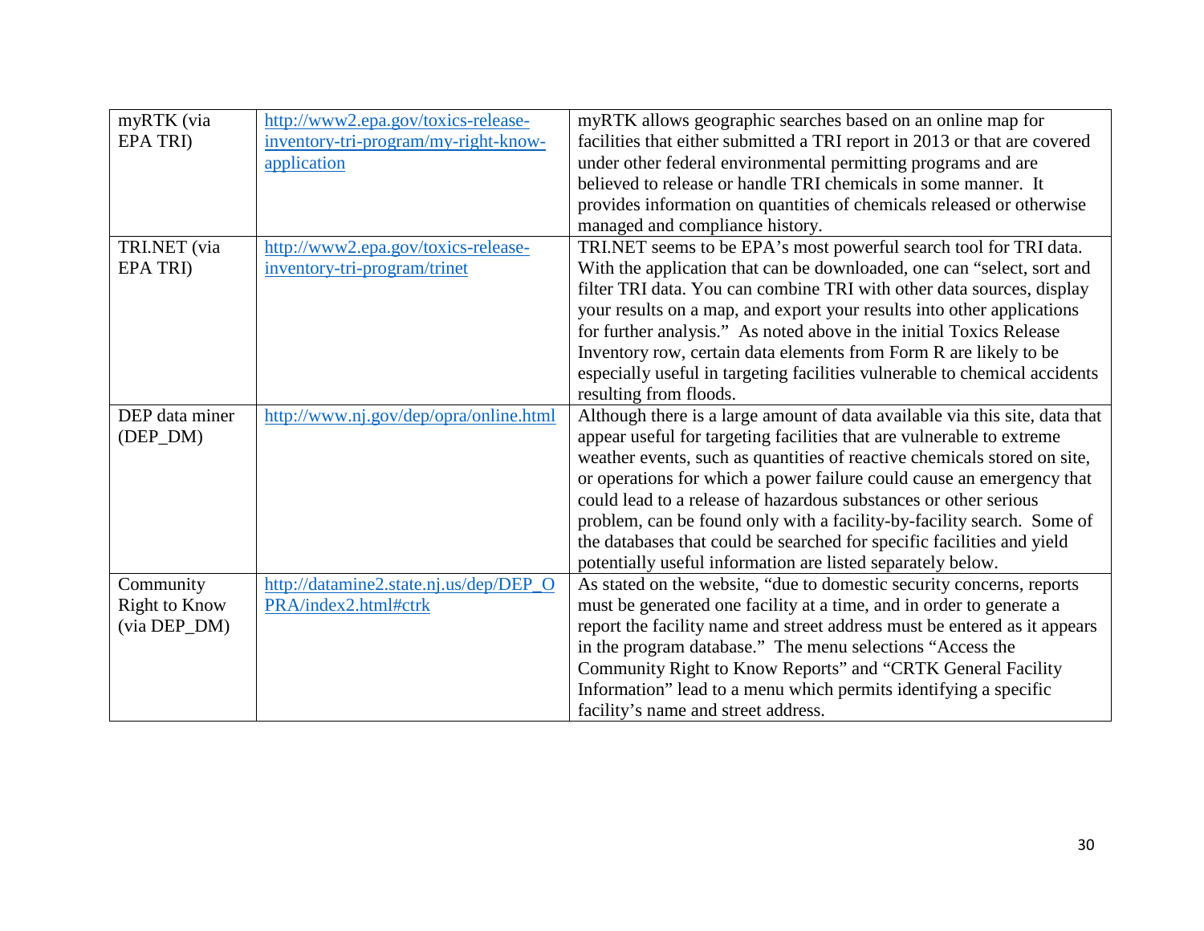| | | |
|---|---|---|
| myRTK (via EPA TRI) | http://www2.epa.gov/toxics-release-inventory-tri-program/my-right-know-application | myRTK allows geographic searches based on an online map for facilities that either submitted a TRI report in 2013 or that are covered under other federal environmental permitting programs and are believed to release or handle TRI chemicals in some manner. It provides information on quantities of chemicals released or otherwise managed and compliance history. |
| TRI.NET (via EPA TRI) | http://www2.epa.gov/toxics-release-inventory-tri-program/trinet | TRI.NET seems to be EPA's most powerful search tool for TRI data. With the application that can be downloaded, one can "select, sort and filter TRI data. You can combine TRI with other data sources, display your results on a map, and export your results into other applications for further analysis." As noted above in the initial Toxics Release Inventory row, certain data elements from Form R are likely to be especially useful in targeting facilities vulnerable to chemical accidents resulting from floods. |
| DEP data miner (DEP_DM) | http://www.nj.gov/dep/opra/online.html | Although there is a large amount of data available via this site, data that appear useful for targeting facilities that are vulnerable to extreme weather events, such as quantities of reactive chemicals stored on site, or operations for which a power failure could cause an emergency that could lead to a release of hazardous substances or other serious problem, can be found only with a facility-by-facility search. Some of the databases that could be searched for specific facilities and yield potentially useful information are listed separately below. |
| Community Right to Know (via DEP_DM) | http://datamine2.state.nj.us/dep/DEP_OPRA/index2.html#ctrk | As stated on the website, "due to domestic security concerns, reports must be generated one facility at a time, and in order to generate a report the facility name and street address must be entered as it appears in the program database." The menu selections "Access the Community Right to Know Reports" and "CRTK General Facility Information" lead to a menu which permits identifying a specific facility's name and street address. |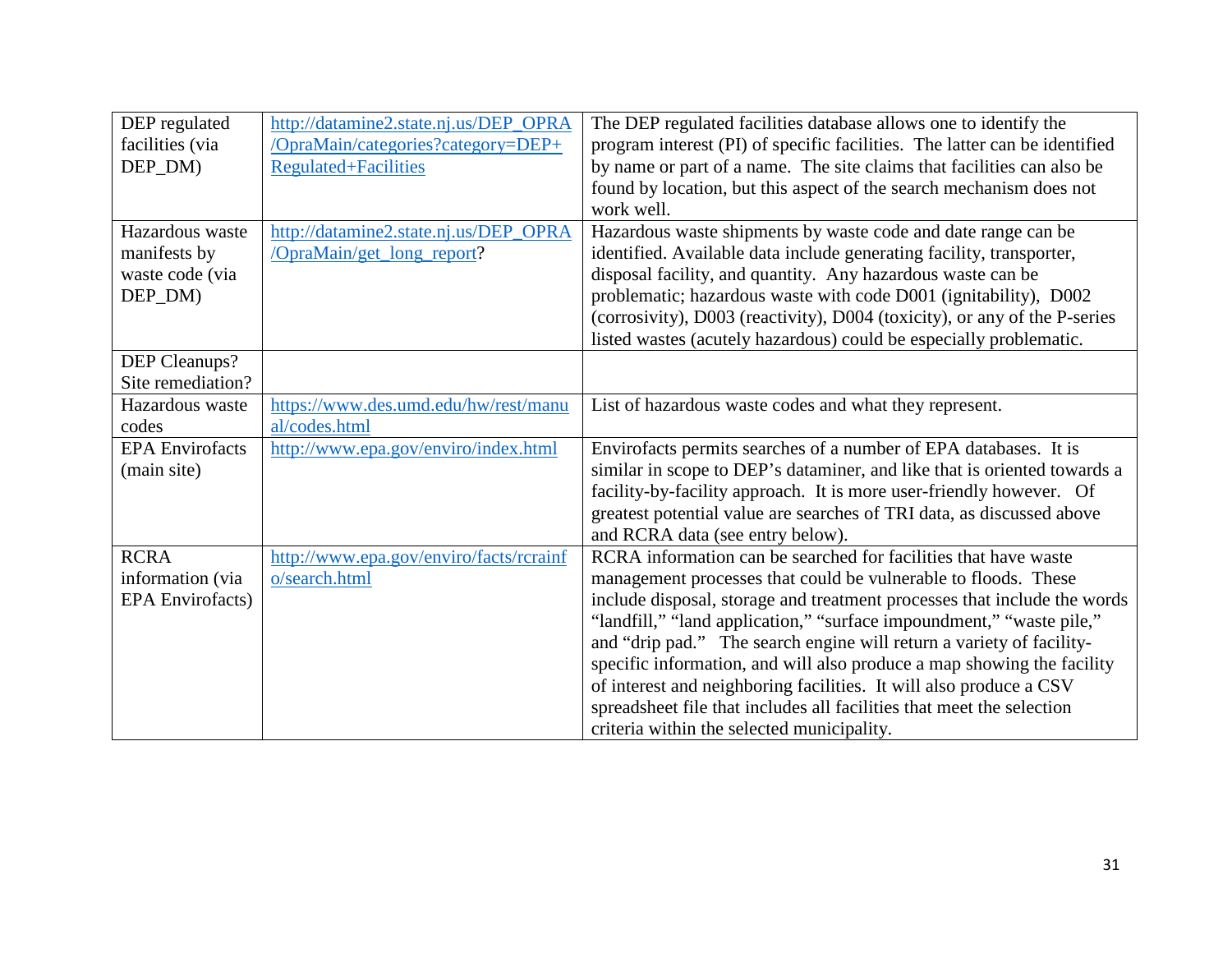| | | |
|---|---|---|
| DEP regulated facilities (via DEP_DM) | http://datamine2.state.nj.us/DEP_OPRA/OpraMain/categories?category=DEP+Regulated+Facilities | The DEP regulated facilities database allows one to identify the program interest (PI) of specific facilities. The latter can be identified by name or part of a name. The site claims that facilities can also be found by location, but this aspect of the search mechanism does not work well. |
| Hazardous waste manifests by waste code (via DEP_DM) | http://datamine2.state.nj.us/DEP_OPRA/OpraMain/get_long_report? | Hazardous waste shipments by waste code and date range can be identified. Available data include generating facility, transporter, disposal facility, and quantity. Any hazardous waste can be problematic; hazardous waste with code D001 (ignitability), D002 (corrosivity), D003 (reactivity), D004 (toxicity), or any of the P-series listed wastes (acutely hazardous) could be especially problematic. |
| DEP Cleanups? Site remediation? | | |
| Hazardous waste codes | https://www.des.umd.edu/hw/rest/manual/codes.html | List of hazardous waste codes and what they represent. |
| EPA Envirofacts (main site) | http://www.epa.gov/enviro/index.html | Envirofacts permits searches of a number of EPA databases. It is similar in scope to DEP's dataminer, and like that is oriented towards a facility-by-facility approach. It is more user-friendly however. Of greatest potential value are searches of TRI data, as discussed above and RCRA data (see entry below). |
| RCRA information (via EPA Envirofacts) | http://www.epa.gov/enviro/facts/rcrainfo/search.html | RCRA information can be searched for facilities that have waste management processes that could be vulnerable to floods. These include disposal, storage and treatment processes that include the words "landfill," "land application," "surface impoundment," "waste pile," and "drip pad." The search engine will return a variety of facility-specific information, and will also produce a map showing the facility of interest and neighboring facilities. It will also produce a CSV spreadsheet file that includes all facilities that meet the selection criteria within the selected municipality. |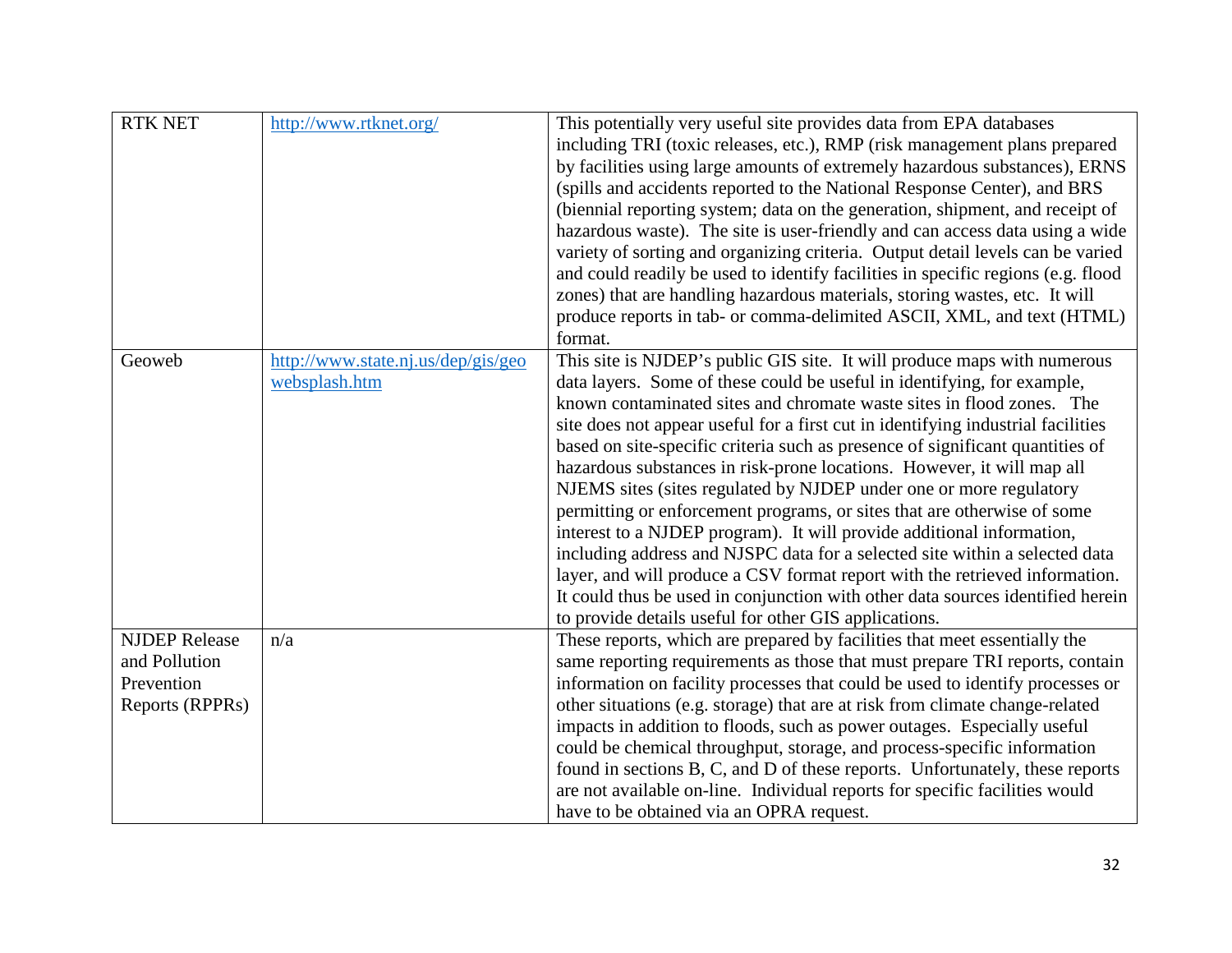| | | |
|---|---|---|
| RTK NET | http://www.rtknet.org/ | This potentially very useful site provides data from EPA databases including TRI (toxic releases, etc.), RMP (risk management plans prepared by facilities using large amounts of extremely hazardous substances), ERNS (spills and accidents reported to the National Response Center), and BRS (biennial reporting system; data on the generation, shipment, and receipt of hazardous waste). The site is user-friendly and can access data using a wide variety of sorting and organizing criteria. Output detail levels can be varied and could readily be used to identify facilities in specific regions (e.g. flood zones) that are handling hazardous materials, storing wastes, etc. It will produce reports in tab- or comma-delimited ASCII, XML, and text (HTML) format. |
| Geoweb | http://www.state.nj.us/dep/gis/geowebsplash.htm | This site is NJDEP's public GIS site. It will produce maps with numerous data layers. Some of these could be useful in identifying, for example, known contaminated sites and chromate waste sites in flood zones. The site does not appear useful for a first cut in identifying industrial facilities based on site-specific criteria such as presence of significant quantities of hazardous substances in risk-prone locations. However, it will map all NJEMS sites (sites regulated by NJDEP under one or more regulatory permitting or enforcement programs, or sites that are otherwise of some interest to a NJDEP program). It will provide additional information, including address and NJSPC data for a selected site within a selected data layer, and will produce a CSV format report with the retrieved information. It could thus be used in conjunction with other data sources identified herein to provide details useful for other GIS applications. |
| NJDEP Release and Pollution Prevention Reports (RPPRs) | n/a | These reports, which are prepared by facilities that meet essentially the same reporting requirements as those that must prepare TRI reports, contain information on facility processes that could be used to identify processes or other situations (e.g. storage) that are at risk from climate change-related impacts in addition to floods, such as power outages. Especially useful could be chemical throughput, storage, and process-specific information found in sections B, C, and D of these reports. Unfortunately, these reports are not available on-line. Individual reports for specific facilities would have to be obtained via an OPRA request. |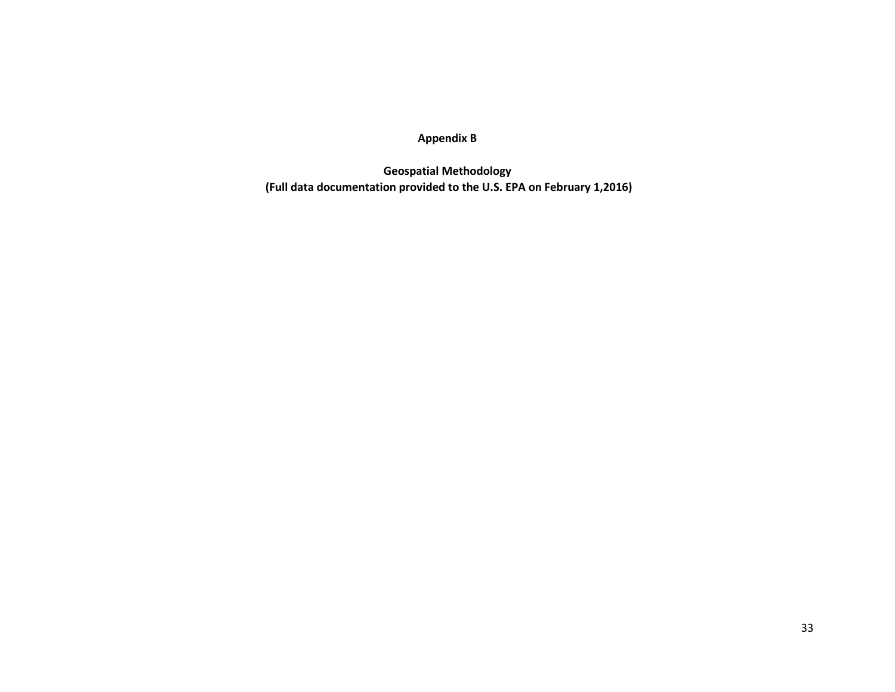# Appendix B

## Geospatial Methodology
**(Full data documentation provided to the U.S. EPA on February 1,2016)**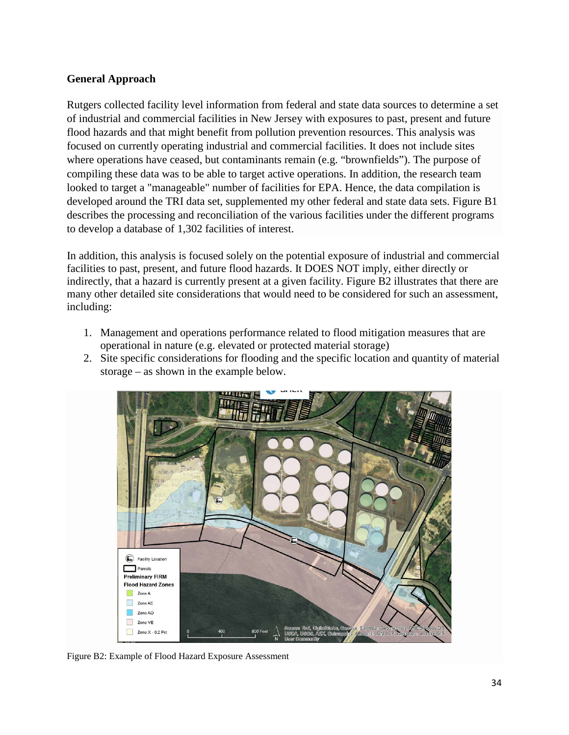### General Approach

Rutgers collected facility level information from federal and state data sources to determine a set of industrial and commercial facilities in New Jersey with exposures to past, present and future flood hazards and that might benefit from pollution prevention resources. This analysis was focused on currently operating industrial and commercial facilities. It does not include sites where operations have ceased, but contaminants remain (e.g. "brownfields"). The purpose of compiling these data was to be able to target active operations. In addition, the research team looked to target a "manageable" number of facilities for EPA. Hence, the data compilation is developed around the TRI data set, supplemented my other federal and state data sets. Figure B1 describes the processing and reconciliation of the various facilities under the different programs to develop a database of 1,302 facilities of interest.

In addition, this analysis is focused solely on the potential exposure of industrial and commercial facilities to past, present, and future flood hazards. It DOES NOT imply, either directly or indirectly, that a hazard is currently present at a given facility. Figure B2 illustrates that there are many other detailed site considerations that would need to be considered for such an assessment, including:

1. Management and operations performance related to flood mitigation measures that are operational in nature (e.g. elevated or protected material storage)
2. Site specific considerations for flooding and the specific location and quantity of material storage – as shown in the example below.

Figure B2: Example of Flood Hazard Exposure Assessment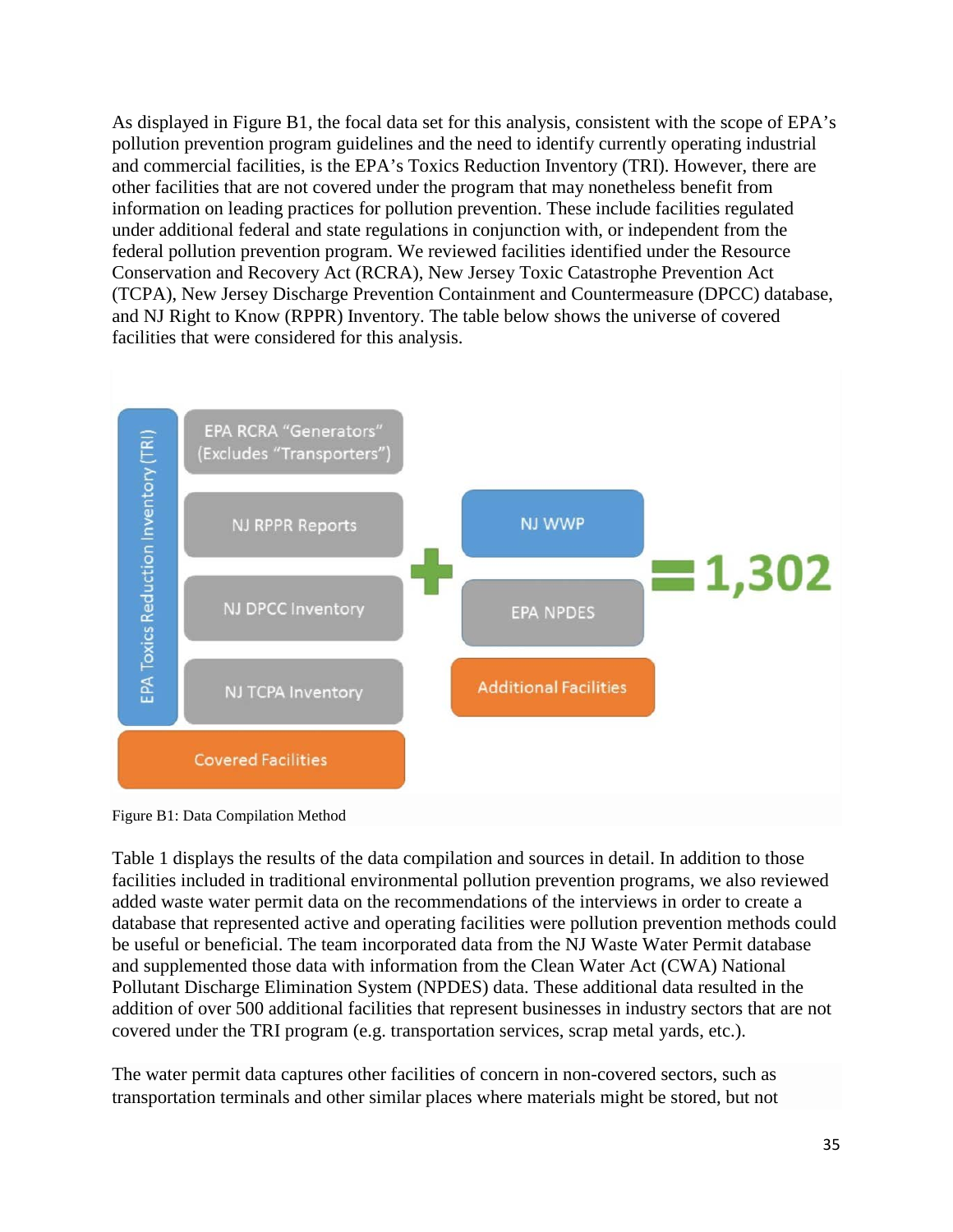As displayed in Figure B1, the focal data set for this analysis, consistent with the scope of EPA's pollution prevention program guidelines and the need to identify currently operating industrial and commercial facilities, is the EPA's Toxics Reduction Inventory (TRI). However, there are other facilities that are not covered under the program that may nonetheless benefit from information on leading practices for pollution prevention. These include facilities regulated under additional federal and state regulations in conjunction with, or independent from the federal pollution prevention program. We reviewed facilities identified under the Resource Conservation and Recovery Act (RCRA), New Jersey Toxic Catastrophe Prevention Act (TCPA), New Jersey Discharge Prevention Containment and Countermeasure (DPCC) database, and NJ Right to Know (RPPR) Inventory. The table below shows the universe of covered facilities that were considered for this analysis.

EPA Toxics Reduction Inventory (TRI)

EPA RCRA "Generators" (Excludes "Transporters")

NJ RPPR Reports

NJ DPCC Inventory

NJ TCPA Inventory

Covered Facilities

+

NJ WWP

EPA NPDES

Additional Facilities

= 1,302

Figure B1: Data Compilation Method

Table 1 displays the results of the data compilation and sources in detail. In addition to those facilities included in traditional environmental pollution prevention programs, we also reviewed added waste water permit data on the recommendations of the interviews in order to create a database that represented active and operating facilities were pollution prevention methods could be useful or beneficial. The team incorporated data from the NJ Waste Water Permit database and supplemented those data with information from the Clean Water Act (CWA) National Pollutant Discharge Elimination System (NPDES) data. These additional data resulted in the addition of over 500 additional facilities that represent businesses in industry sectors that are not covered under the TRI program (e.g. transportation services, scrap metal yards, etc.).

The water permit data captures other facilities of concern in non-covered sectors, such as transportation terminals and other similar places where materials might be stored, but not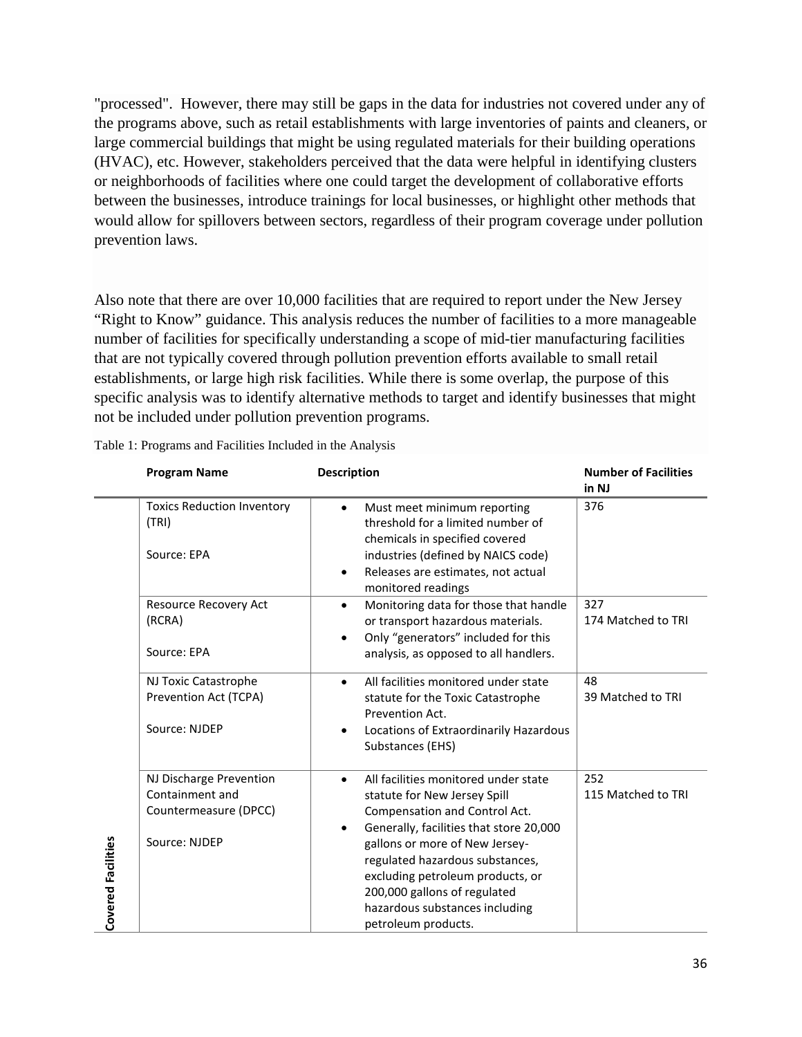"processed". However, there may still be gaps in the data for industries not covered under any of the programs above, such as retail establishments with large inventories of paints and cleaners, or large commercial buildings that might be using regulated materials for their building operations (HVAC), etc. However, stakeholders perceived that the data were helpful in identifying clusters or neighborhoods of facilities where one could target the development of collaborative efforts between the businesses, introduce trainings for local businesses, or highlight other methods that would allow for spillovers between sectors, regardless of their program coverage under pollution prevention laws.

Also note that there are over 10,000 facilities that are required to report under the New Jersey "Right to Know" guidance. This analysis reduces the number of facilities to a more manageable number of facilities for specifically understanding a scope of mid-tier manufacturing facilities that are not typically covered through pollution prevention efforts available to small retail establishments, or large high risk facilities. While there is some overlap, the purpose of this specific analysis was to identify alternative methods to target and identify businesses that might not be included under pollution prevention programs.

Table 1: Programs and Facilities Included in the Analysis

| | Program Name | Description | Number of Facilities in NJ |
|---|---|---|---|
| Covered Facilities | Toxics Reduction Inventory (TRI)<br><br>Source: EPA | • Must meet minimum reporting threshold for a limited number of chemicals in specified covered industries (defined by NAICS code)<br>• Releases are estimates, not actual monitored readings | 376 |
| | Resource Recovery Act (RCRA)<br><br>Source: EPA | • Monitoring data for those that handle or transport hazardous materials.<br>• Only "generators" included for this analysis, as opposed to all handlers. | 327<br>174 Matched to TRI |
| | NJ Toxic Catastrophe Prevention Act (TCPA)<br><br>Source: NJDEP | • All facilities monitored under state statute for the Toxic Catastrophe Prevention Act.<br>• Locations of Extraordinarily Hazardous Substances (EHS) | 48<br>39 Matched to TRI |
| | NJ Discharge Prevention Containment and Countermeasure (DPCC)<br><br>Source: NJDEP | • All facilities monitored under state statute for New Jersey Spill Compensation and Control Act.<br>• Generally, facilities that store 20,000 gallons or more of New Jersey-regulated hazardous substances, excluding petroleum products, or 200,000 gallons of regulated hazardous substances including petroleum products. | 252<br>115 Matched to TRI |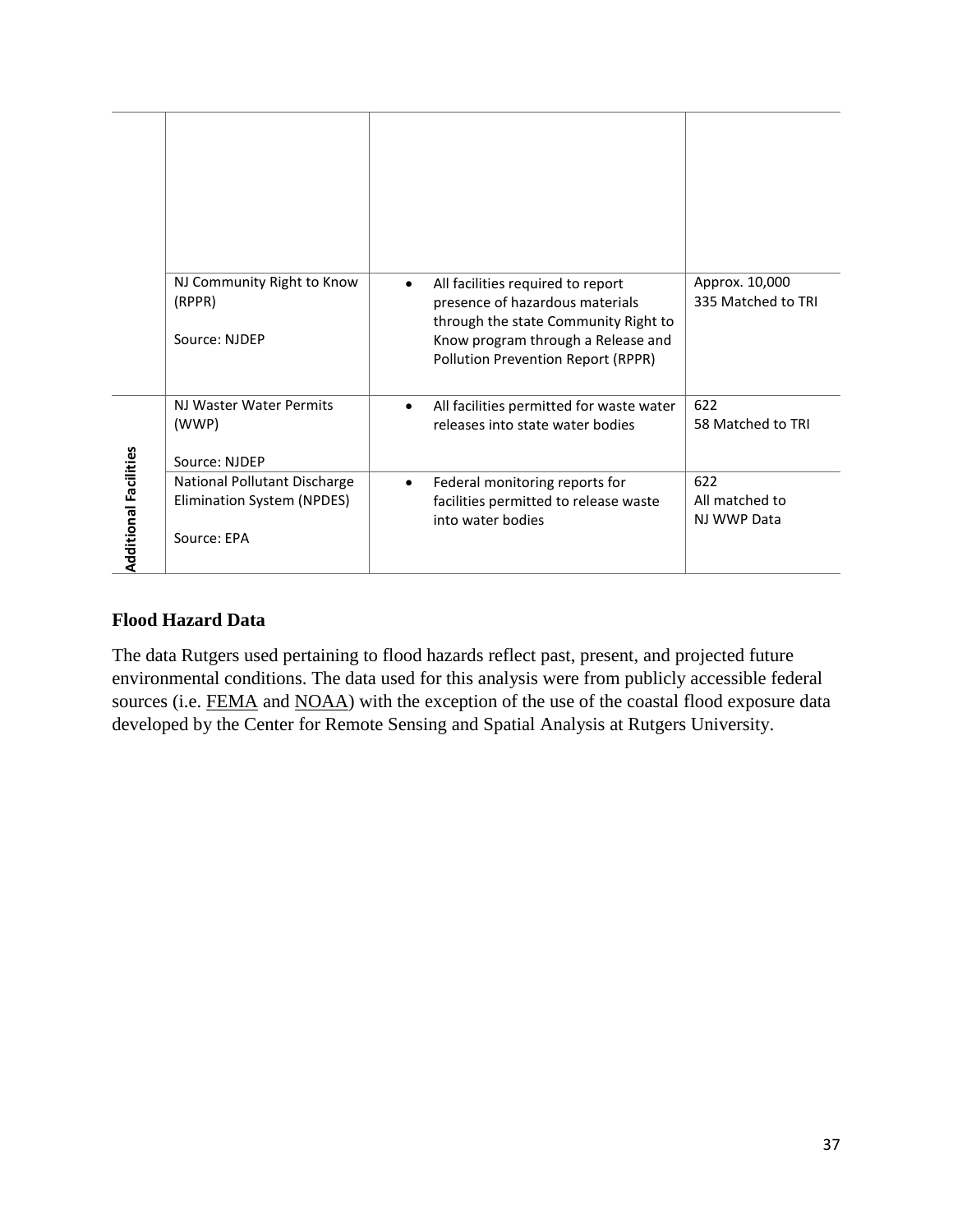| | | | |
|---|---|---|---|
| | NJ Community Right to Know (RPPR)<br><br>Source: NJDEP | • All facilities required to report presence of hazardous materials through the state Community Right to Know program through a Release and Pollution Prevention Report (RPPR) | Approx. 10,000<br>335 Matched to TRI |
| **Additional Facilities** | NJ Waster Water Permits (WWP)<br><br>Source: NJDEP | • All facilities permitted for waste water releases into state water bodies | 622<br>58 Matched to TRI |
| | National Pollutant Discharge Elimination System (NPDES)<br><br>Source: EPA | • Federal monitoring reports for facilities permitted to release waste into water bodies | 622<br>All matched to NJ WWP Data |

### Flood Hazard Data

The data Rutgers used pertaining to flood hazards reflect past, present, and projected future environmental conditions. The data used for this analysis were from publicly accessible federal sources (i.e. FEMA and NOAA) with the exception of the use of the coastal flood exposure data developed by the Center for Remote Sensing and Spatial Analysis at Rutgers University.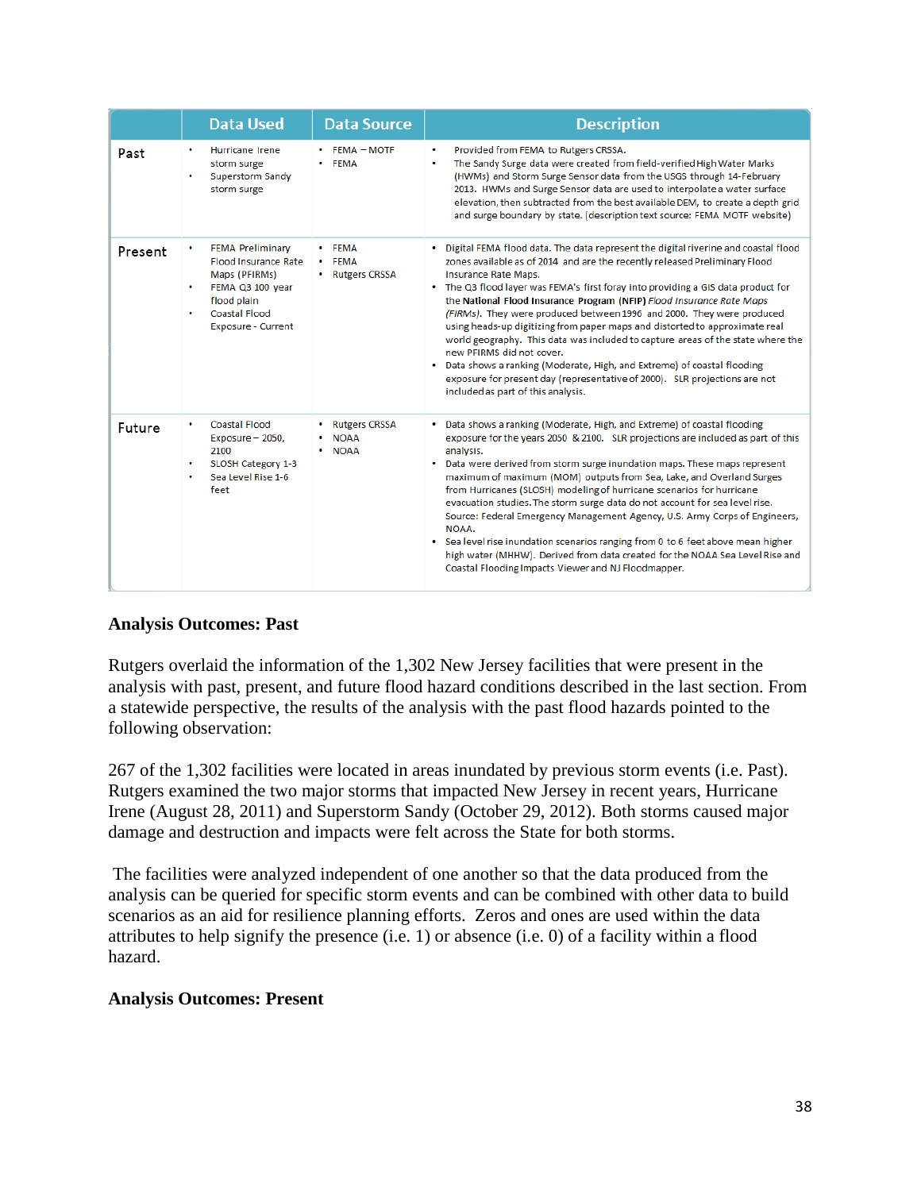| | Data Used | Data Source | Description |
|---|---|---|---|
| Past | • Hurricane Irene storm surge<br>• Superstorm Sandy storm surge | • FEMA – MOTF<br>• FEMA | • Provided from FEMA to Rutgers CRSSA.<br>• The Sandy Surge data were created from field-verified High Water Marks (HWMs) and Storm Surge Sensor data from the USGS through 14-February 2013. HWMs and Surge Sensor data are used to interpolate a water surface elevation, then subtracted from the best available DEM, to create a depth grid and surge boundary by state. (description text source: FEMA MOTF website) |
| Present | • FEMA Preliminary Flood Insurance Rate Maps (PFIRMs)<br>• FEMA Q3 100 year flood plain<br>• Coastal Flood Exposure - Current | • FEMA<br>• FEMA<br>• Rutgers CRSSA | • Digital FEMA flood data. The data represent the digital riverine and coastal flood zones available as of 2014 and are the recently released Preliminary Flood Insurance Rate Maps.<br>• The Q3 flood layer was FEMA's first foray into providing a GIS data product for the **National Flood Insurance Program (NFIP)** *Flood Insurance Rate Maps (FIRMs)*. They were produced between 1996 and 2000. They were produced using heads-up digitizing from paper maps and distorted to approximate real world geography. This data was included to capture areas of the state where the new PFIRMS did not cover.<br>• Data shows a ranking (Moderate, High, and Extreme) of coastal flooding exposure for present day (representative of 2000). SLR projections are not included as part of this analysis. |
| Future | • Coastal Flood Exposure – 2050, 2100<br>• SLOSH Category 1-3<br>• Sea Level Rise 1-6 feet | • Rutgers CRSSA<br>• NOAA<br>• NOAA | • Data shows a ranking (Moderate, High, and Extreme) of coastal flooding exposure for the years 2050 & 2100. SLR projections are included as part of this analysis.<br>• Data were derived from storm surge inundation maps. These maps represent maximum of maximum (MOM) outputs from Sea, Lake, and Overland Surges from Hurricanes (SLOSH) modeling of hurricane scenarios for hurricane evacuation studies. The storm surge data do not account for sea level rise. Source: Federal Emergency Management Agency, U.S. Army Corps of Engineers, NOAA.<br>• Sea level rise inundation scenarios ranging from 0 to 6 feet above mean higher high water (MHHW). Derived from data created for the NOAA Sea Level Rise and Coastal Flooding Impacts Viewer and NJ Floodmapper. |

**Analysis Outcomes: Past**

Rutgers overlaid the information of the 1,302 New Jersey facilities that were present in the analysis with past, present, and future flood hazard conditions described in the last section. From a statewide perspective, the results of the analysis with the past flood hazards pointed to the following observation:

267 of the 1,302 facilities were located in areas inundated by previous storm events (i.e. Past). Rutgers examined the two major storms that impacted New Jersey in recent years, Hurricane Irene (August 28, 2011) and Superstorm Sandy (October 29, 2012). Both storms caused major damage and destruction and impacts were felt across the State for both storms.

The facilities were analyzed independent of one another so that the data produced from the analysis can be queried for specific storm events and can be combined with other data to build scenarios as an aid for resilience planning efforts. Zeros and ones are used within the data attributes to help signify the presence (i.e. 1) or absence (i.e. 0) of a facility within a flood hazard.

**Analysis Outcomes: Present**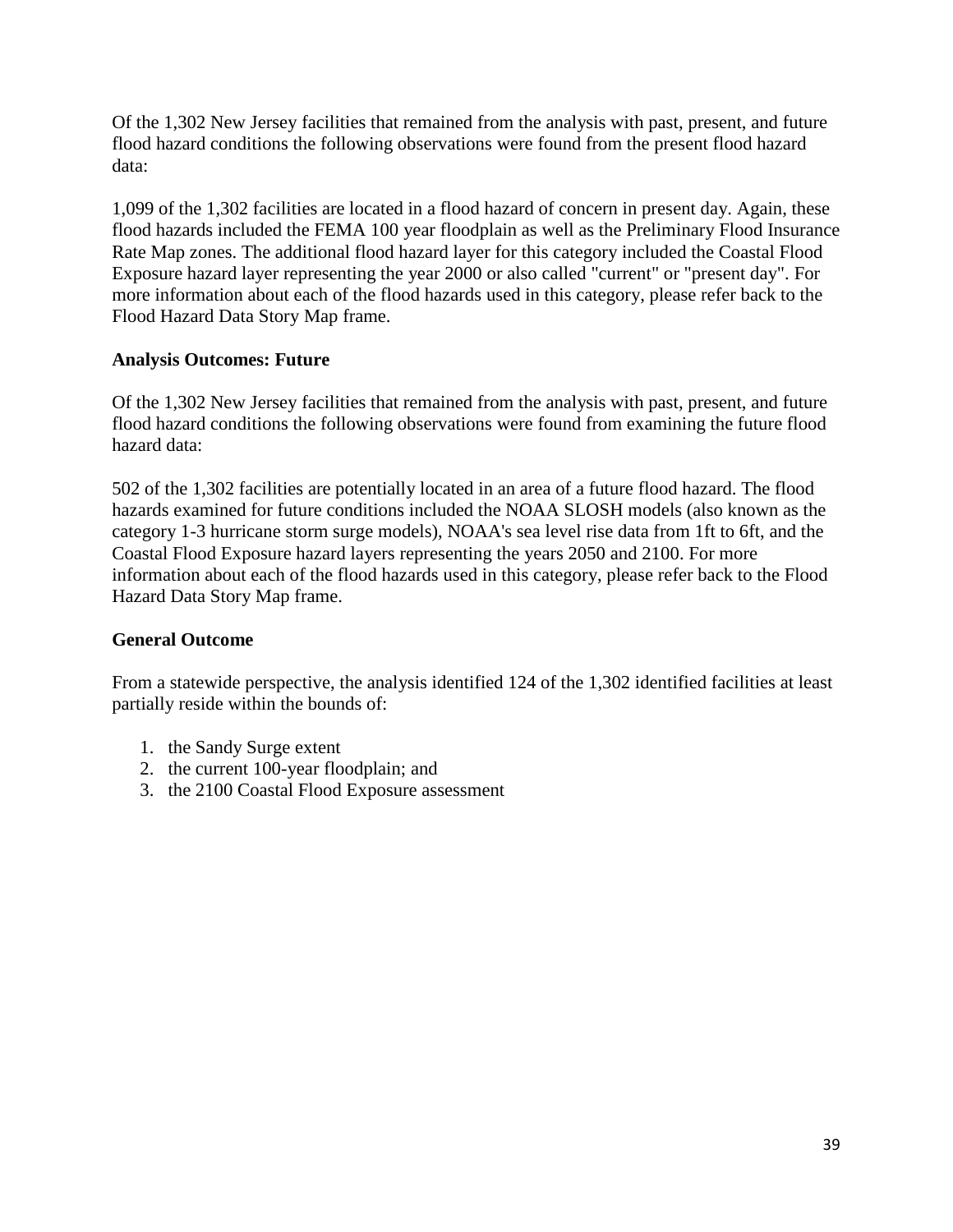Of the 1,302 New Jersey facilities that remained from the analysis with past, present, and future flood hazard conditions the following observations were found from the present flood hazard data:

1,099 of the 1,302 facilities are located in a flood hazard of concern in present day. Again, these flood hazards included the FEMA 100 year floodplain as well as the Preliminary Flood Insurance Rate Map zones. The additional flood hazard layer for this category included the Coastal Flood Exposure hazard layer representing the year 2000 or also called "current" or "present day". For more information about each of the flood hazards used in this category, please refer back to the Flood Hazard Data Story Map frame.

**Analysis Outcomes: Future**

Of the 1,302 New Jersey facilities that remained from the analysis with past, present, and future flood hazard conditions the following observations were found from examining the future flood hazard data:

502 of the 1,302 facilities are potentially located in an area of a future flood hazard. The flood hazards examined for future conditions included the NOAA SLOSH models (also known as the category 1-3 hurricane storm surge models), NOAA's sea level rise data from 1ft to 6ft, and the Coastal Flood Exposure hazard layers representing the years 2050 and 2100. For more information about each of the flood hazards used in this category, please refer back to the Flood Hazard Data Story Map frame.

**General Outcome**

From a statewide perspective, the analysis identified 124 of the 1,302 identified facilities at least partially reside within the bounds of:

1. the Sandy Surge extent
2. the current 100-year floodplain; and
3. the 2100 Coastal Flood Exposure assessment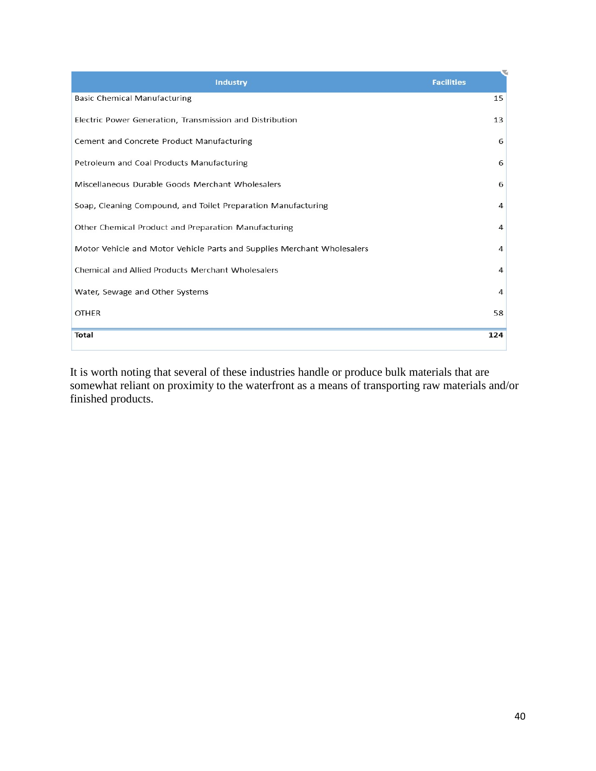| Industry | Facilities |
|---|---|
| Basic Chemical Manufacturing | 15 |
| Electric Power Generation, Transmission and Distribution | 13 |
| Cement and Concrete Product Manufacturing | 6 |
| Petroleum and Coal Products Manufacturing | 6 |
| Miscellaneous Durable Goods Merchant Wholesalers | 6 |
| Soap, Cleaning Compound, and Toilet Preparation Manufacturing | 4 |
| Other Chemical Product and Preparation Manufacturing | 4 |
| Motor Vehicle and Motor Vehicle Parts and Supplies Merchant Wholesalers | 4 |
| Chemical and Allied Products Merchant Wholesalers | 4 |
| Water, Sewage and Other Systems | 4 |
| OTHER | 58 |
| **Total** | **124** |

It is worth noting that several of these industries handle or produce bulk materials that are somewhat reliant on proximity to the waterfront as a means of transporting raw materials and/or finished products.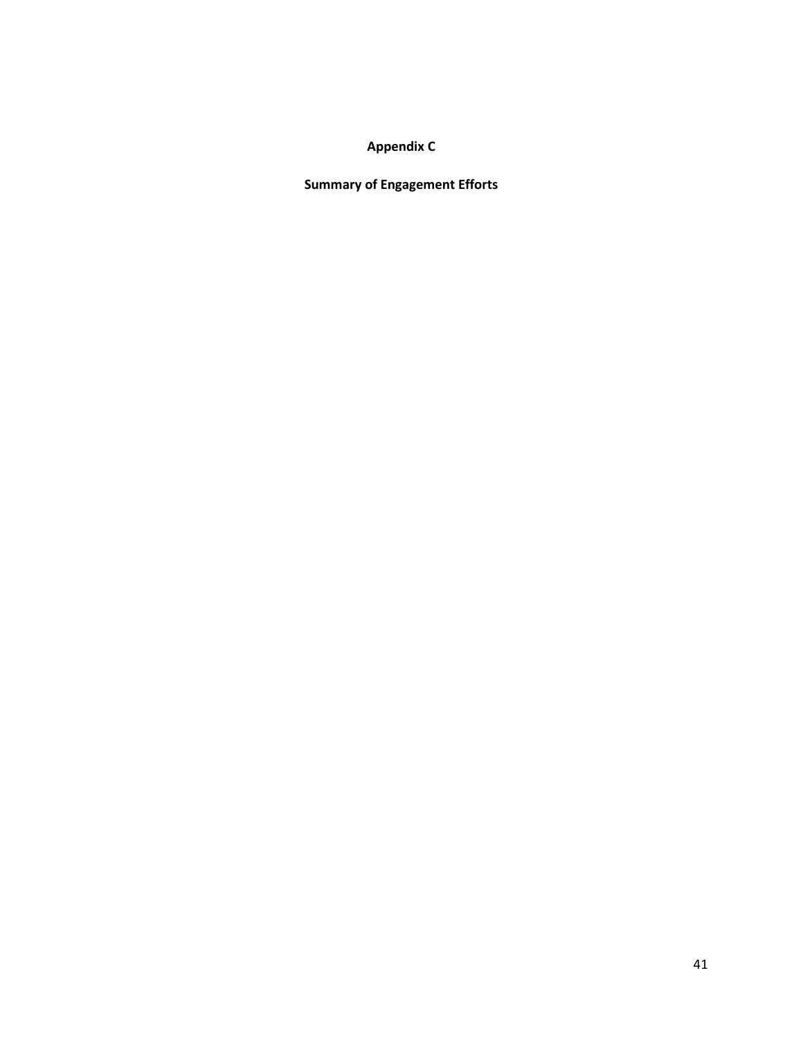# Appendix C

## Summary of Engagement Efforts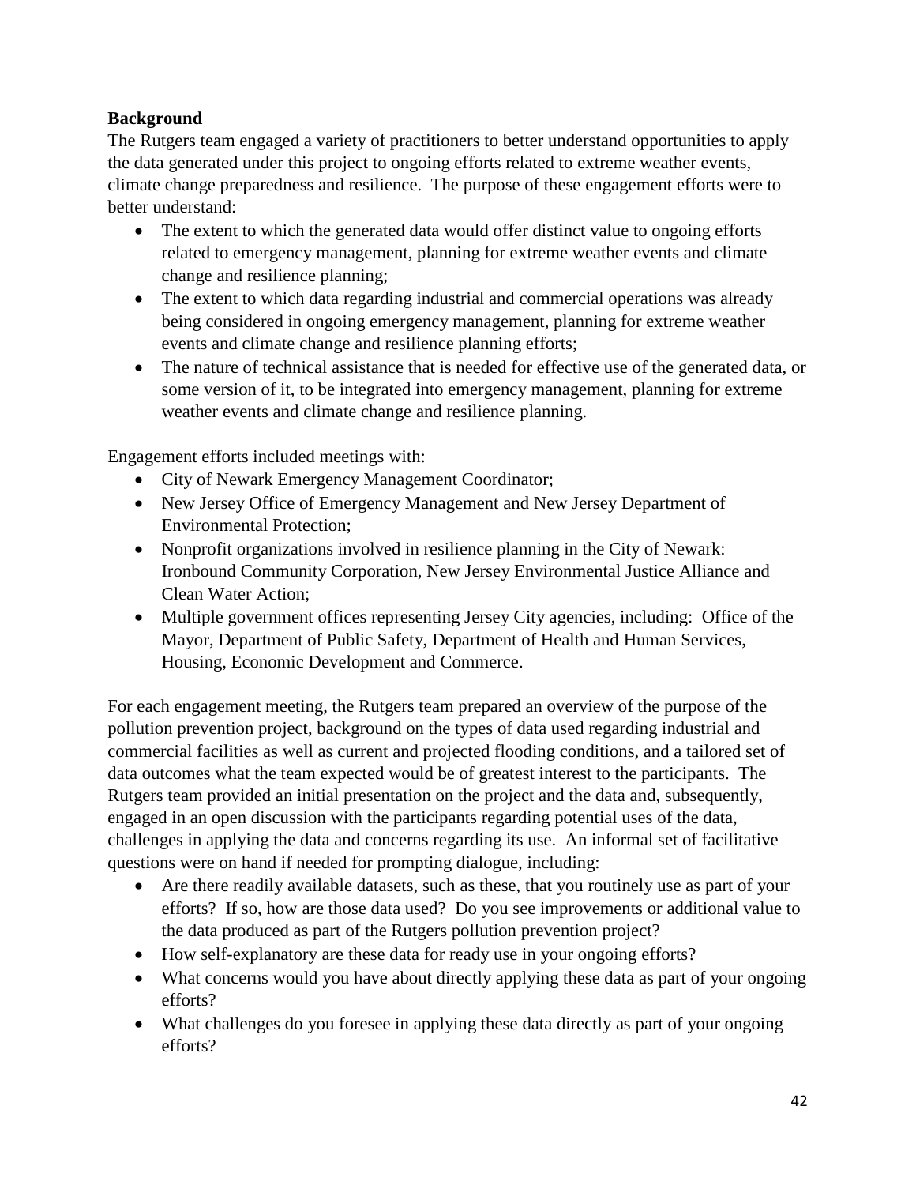**Background**

The Rutgers team engaged a variety of practitioners to better understand opportunities to apply the data generated under this project to ongoing efforts related to extreme weather events, climate change preparedness and resilience. The purpose of these engagement efforts were to better understand:

- The extent to which the generated data would offer distinct value to ongoing efforts related to emergency management, planning for extreme weather events and climate change and resilience planning;
- The extent to which data regarding industrial and commercial operations was already being considered in ongoing emergency management, planning for extreme weather events and climate change and resilience planning efforts;
- The nature of technical assistance that is needed for effective use of the generated data, or some version of it, to be integrated into emergency management, planning for extreme weather events and climate change and resilience planning.

Engagement efforts included meetings with:

- City of Newark Emergency Management Coordinator;
- New Jersey Office of Emergency Management and New Jersey Department of Environmental Protection;
- Nonprofit organizations involved in resilience planning in the City of Newark: Ironbound Community Corporation, New Jersey Environmental Justice Alliance and Clean Water Action;
- Multiple government offices representing Jersey City agencies, including: Office of the Mayor, Department of Public Safety, Department of Health and Human Services, Housing, Economic Development and Commerce.

For each engagement meeting, the Rutgers team prepared an overview of the purpose of the pollution prevention project, background on the types of data used regarding industrial and commercial facilities as well as current and projected flooding conditions, and a tailored set of data outcomes what the team expected would be of greatest interest to the participants. The Rutgers team provided an initial presentation on the project and the data and, subsequently, engaged in an open discussion with the participants regarding potential uses of the data, challenges in applying the data and concerns regarding its use. An informal set of facilitative questions were on hand if needed for prompting dialogue, including:

- Are there readily available datasets, such as these, that you routinely use as part of your efforts? If so, how are those data used? Do you see improvements or additional value to the data produced as part of the Rutgers pollution prevention project?
- How self-explanatory are these data for ready use in your ongoing efforts?
- What concerns would you have about directly applying these data as part of your ongoing efforts?
- What challenges do you foresee in applying these data directly as part of your ongoing efforts?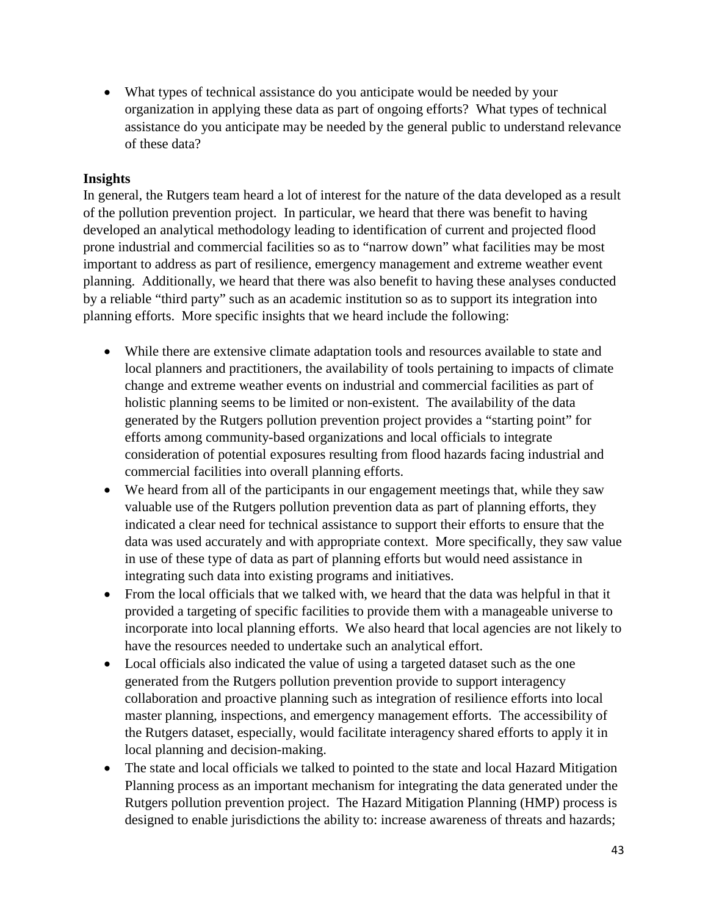- What types of technical assistance do you anticipate would be needed by your organization in applying these data as part of ongoing efforts? What types of technical assistance do you anticipate may be needed by the general public to understand relevance of these data?

**Insights**

In general, the Rutgers team heard a lot of interest for the nature of the data developed as a result of the pollution prevention project. In particular, we heard that there was benefit to having developed an analytical methodology leading to identification of current and projected flood prone industrial and commercial facilities so as to "narrow down" what facilities may be most important to address as part of resilience, emergency management and extreme weather event planning. Additionally, we heard that there was also benefit to having these analyses conducted by a reliable "third party" such as an academic institution so as to support its integration into planning efforts. More specific insights that we heard include the following:

- While there are extensive climate adaptation tools and resources available to state and local planners and practitioners, the availability of tools pertaining to impacts of climate change and extreme weather events on industrial and commercial facilities as part of holistic planning seems to be limited or non-existent. The availability of the data generated by the Rutgers pollution prevention project provides a "starting point" for efforts among community-based organizations and local officials to integrate consideration of potential exposures resulting from flood hazards facing industrial and commercial facilities into overall planning efforts.
- We heard from all of the participants in our engagement meetings that, while they saw valuable use of the Rutgers pollution prevention data as part of planning efforts, they indicated a clear need for technical assistance to support their efforts to ensure that the data was used accurately and with appropriate context. More specifically, they saw value in use of these type of data as part of planning efforts but would need assistance in integrating such data into existing programs and initiatives.
- From the local officials that we talked with, we heard that the data was helpful in that it provided a targeting of specific facilities to provide them with a manageable universe to incorporate into local planning efforts. We also heard that local agencies are not likely to have the resources needed to undertake such an analytical effort.
- Local officials also indicated the value of using a targeted dataset such as the one generated from the Rutgers pollution prevention provide to support interagency collaboration and proactive planning such as integration of resilience efforts into local master planning, inspections, and emergency management efforts. The accessibility of the Rutgers dataset, especially, would facilitate interagency shared efforts to apply it in local planning and decision-making.
- The state and local officials we talked to pointed to the state and local Hazard Mitigation Planning process as an important mechanism for integrating the data generated under the Rutgers pollution prevention project. The Hazard Mitigation Planning (HMP) process is designed to enable jurisdictions the ability to: increase awareness of threats and hazards;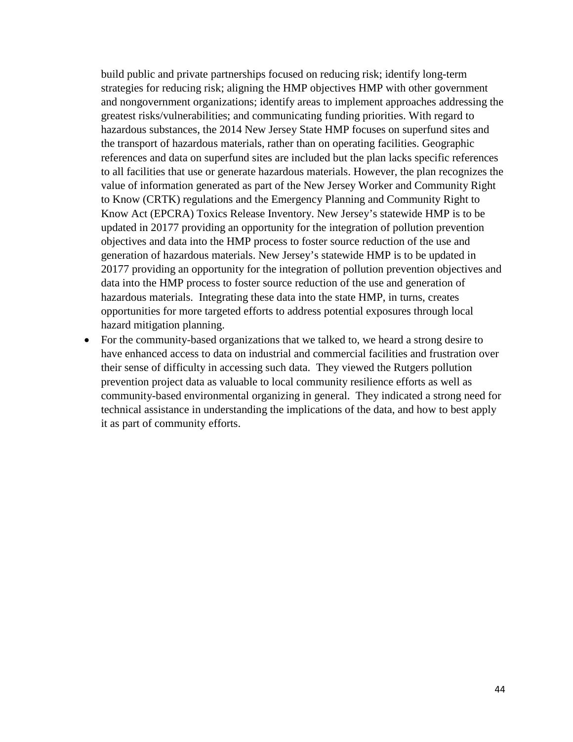build public and private partnerships focused on reducing risk; identify long-term strategies for reducing risk; aligning the HMP objectives HMP with other government and nongovernment organizations; identify areas to implement approaches addressing the greatest risks/vulnerabilities; and communicating funding priorities. With regard to hazardous substances, the 2014 New Jersey State HMP focuses on superfund sites and the transport of hazardous materials, rather than on operating facilities. Geographic references and data on superfund sites are included but the plan lacks specific references to all facilities that use or generate hazardous materials. However, the plan recognizes the value of information generated as part of the New Jersey Worker and Community Right to Know (CRTK) regulations and the Emergency Planning and Community Right to Know Act (EPCRA) Toxics Release Inventory. New Jersey's statewide HMP is to be updated in 20177 providing an opportunity for the integration of pollution prevention objectives and data into the HMP process to foster source reduction of the use and generation of hazardous materials. New Jersey's statewide HMP is to be updated in 20177 providing an opportunity for the integration of pollution prevention objectives and data into the HMP process to foster source reduction of the use and generation of hazardous materials. Integrating these data into the state HMP, in turns, creates opportunities for more targeted efforts to address potential exposures through local hazard mitigation planning.

- For the community-based organizations that we talked to, we heard a strong desire to have enhanced access to data on industrial and commercial facilities and frustration over their sense of difficulty in accessing such data. They viewed the Rutgers pollution prevention project data as valuable to local community resilience efforts as well as community-based environmental organizing in general. They indicated a strong need for technical assistance in understanding the implications of the data, and how to best apply it as part of community efforts.